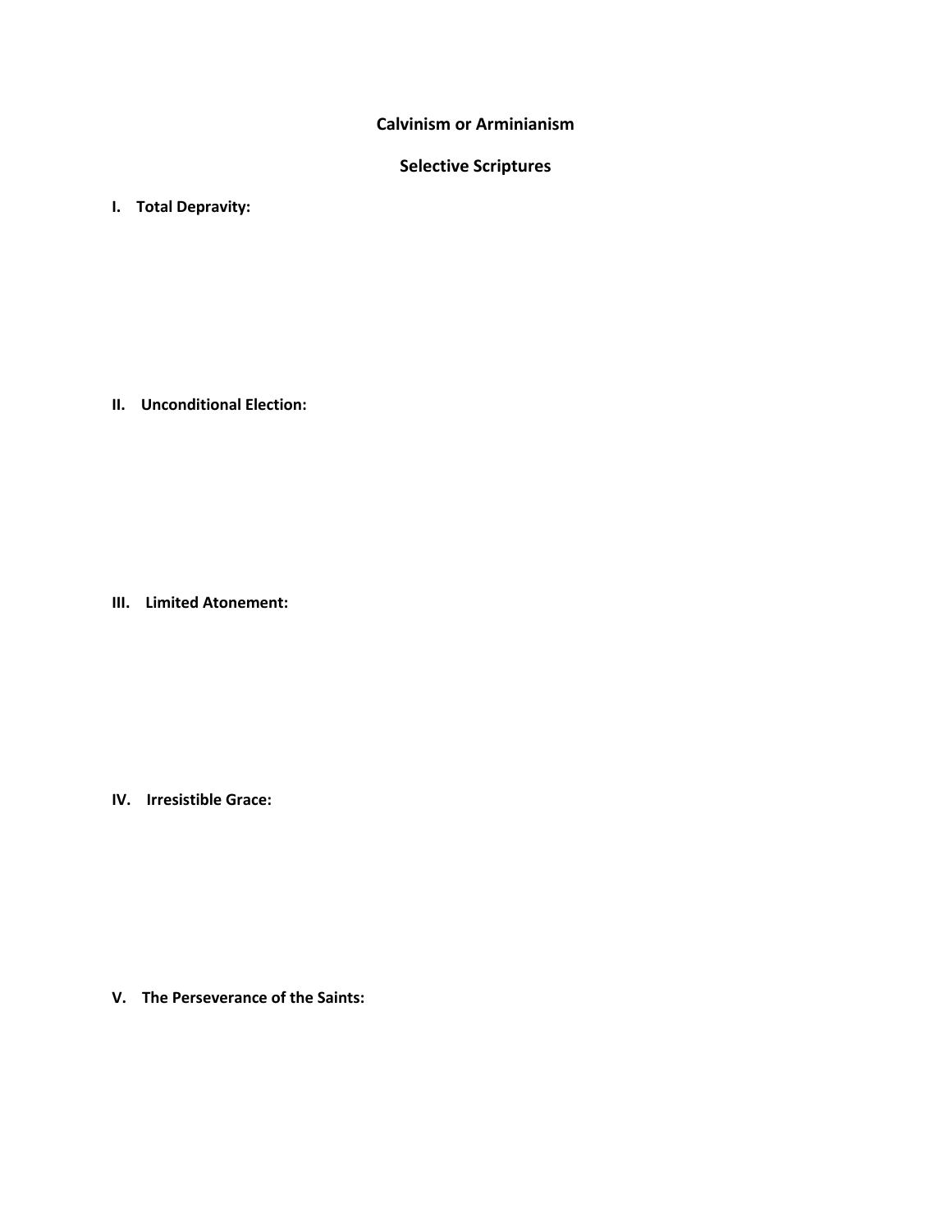# Calvinism or Arminianism

## Selective Scriptures

**I. Total Depravity:**

**II. Unconditional Election:**

**III. Limited Atonement:**

**IV. Irresistible Grace:**

**V. The Perseverance of the Saints:**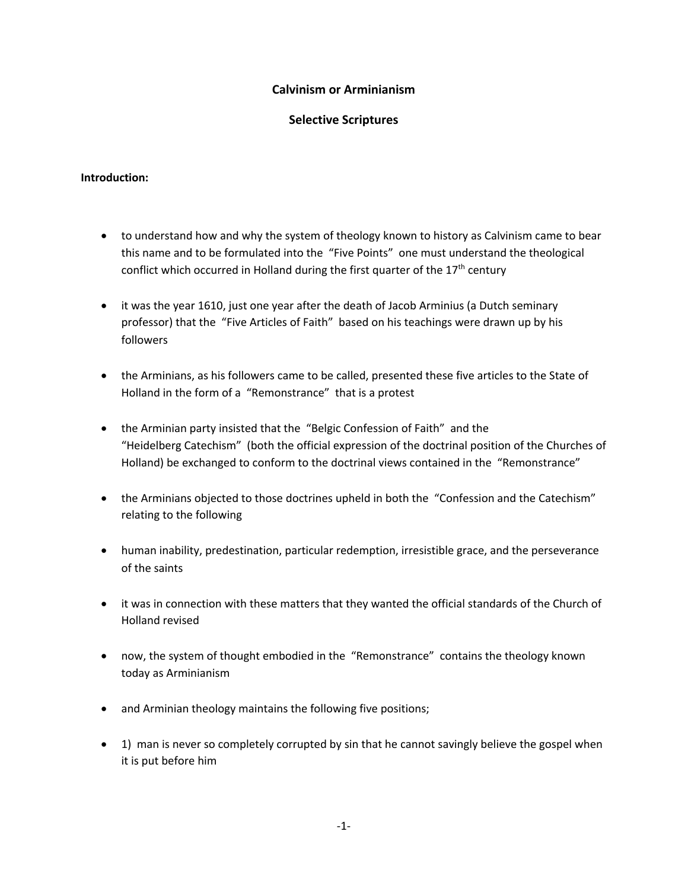**Calvinism or Arminianism**

**Selective Scriptures**

**Introduction:**

- to understand how and why the system of theology known to history as Calvinism came to bear this name and to be formulated into the "Five Points" one must understand the theological conflict which occurred in Holland during the first quarter of the 17th century
- it was the year 1610, just one year after the death of Jacob Arminius (a Dutch seminary professor) that the "Five Articles of Faith" based on his teachings were drawn up by his followers
- the Arminians, as his followers came to be called, presented these five articles to the State of Holland in the form of a "Remonstrance" that is a protest
- the Arminian party insisted that the "Belgic Confession of Faith" and the "Heidelberg Catechism" (both the official expression of the doctrinal position of the Churches of Holland) be exchanged to conform to the doctrinal views contained in the "Remonstrance"
- the Arminians objected to those doctrines upheld in both the "Confession and the Catechism" relating to the following
- human inability, predestination, particular redemption, irresistible grace, and the perseverance of the saints
- it was in connection with these matters that they wanted the official standards of the Church of Holland revised
- now, the system of thought embodied in the "Remonstrance" contains the theology known today as Arminianism
- and Arminian theology maintains the following five positions;
- 1) man is never so completely corrupted by sin that he cannot savingly believe the gospel when it is put before him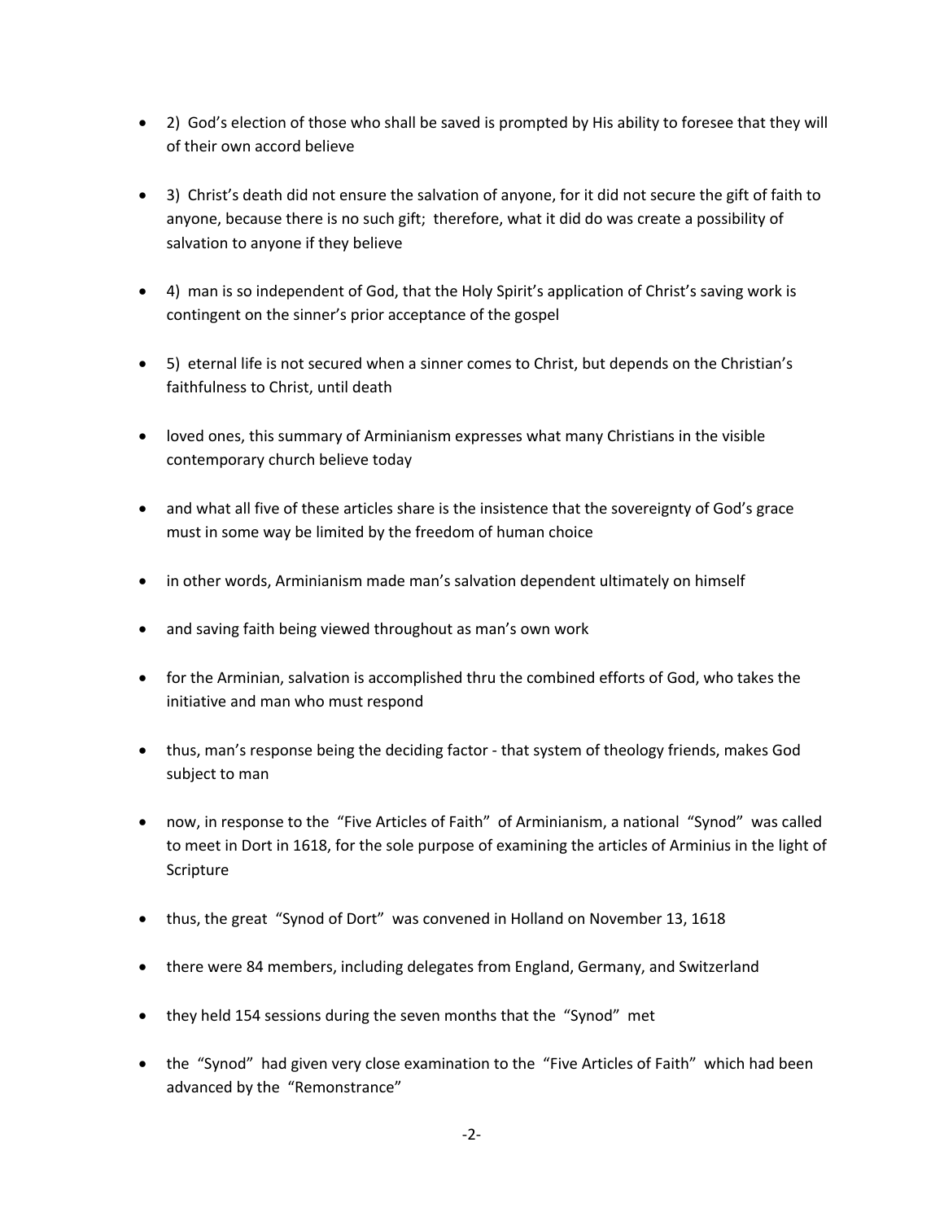- 2)  God's election of those who shall be saved is prompted by His ability to foresee that they will of their own accord believe

- 3)  Christ's death did not ensure the salvation of anyone, for it did not secure the gift of faith to anyone, because there is no such gift;  therefore, what it did do was create a possibility of salvation to anyone if they believe

- 4)  man is so independent of God, that the Holy Spirit's application of Christ's saving work is contingent on the sinner's prior acceptance of the gospel

- 5)  eternal life is not secured when a sinner comes to Christ, but depends on the Christian's faithfulness to Christ, until death

- loved ones, this summary of Arminianism expresses what many Christians in the visible contemporary church believe today

- and what all five of these articles share is the insistence that the sovereignty of God's grace must in some way be limited by the freedom of human choice

- in other words, Arminianism made man's salvation dependent ultimately on himself

- and saving faith being viewed throughout as man's own work

- for the Arminian, salvation is accomplished thru the combined efforts of God, who takes the initiative and man who must respond

- thus, man's response being the deciding factor - that system of theology friends, makes God subject to man

- now, in response to the  "Five Articles of Faith"  of Arminianism, a national  "Synod"  was called to meet in Dort in 1618, for the sole purpose of examining the articles of Arminius in the light of Scripture

- thus, the great  "Synod of Dort"  was convened in Holland on November 13, 1618

- there were 84 members, including delegates from England, Germany, and Switzerland

- they held 154 sessions during the seven months that the  "Synod"  met

- the  "Synod"  had given very close examination to the  "Five Articles of Faith"  which had been advanced by the  "Remonstrance"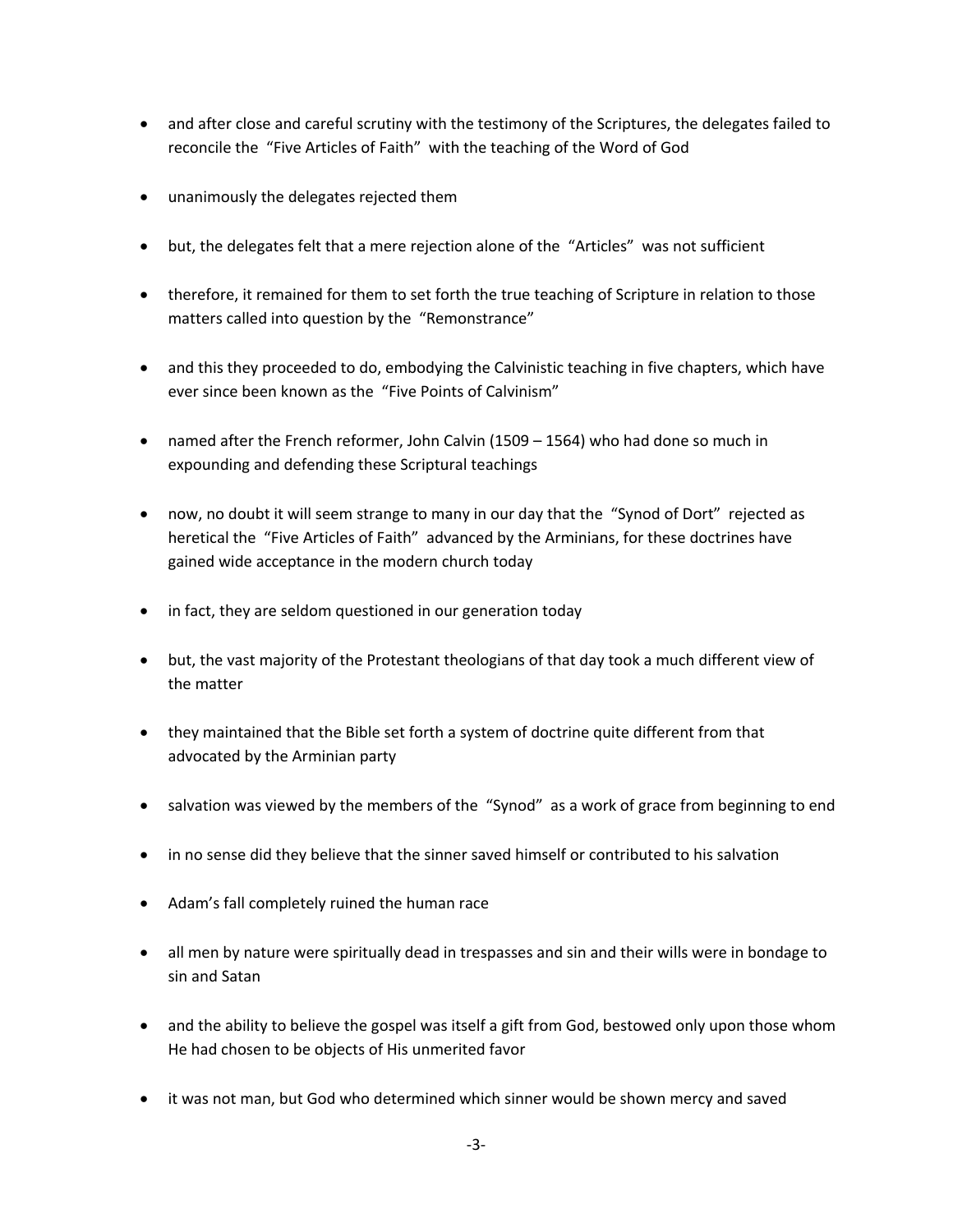- and after close and careful scrutiny with the testimony of the Scriptures, the delegates failed to reconcile the "Five Articles of Faith" with the teaching of the Word of God

- unanimously the delegates rejected them

- but, the delegates felt that a mere rejection alone of the "Articles" was not sufficient

- therefore, it remained for them to set forth the true teaching of Scripture in relation to those matters called into question by the "Remonstrance"

- and this they proceeded to do, embodying the Calvinistic teaching in five chapters, which have ever since been known as the "Five Points of Calvinism"

- named after the French reformer, John Calvin (1509 – 1564) who had done so much in expounding and defending these Scriptural teachings

- now, no doubt it will seem strange to many in our day that the "Synod of Dort" rejected as heretical the "Five Articles of Faith" advanced by the Arminians, for these doctrines have gained wide acceptance in the modern church today

- in fact, they are seldom questioned in our generation today

- but, the vast majority of the Protestant theologians of that day took a much different view of the matter

- they maintained that the Bible set forth a system of doctrine quite different from that advocated by the Arminian party

- salvation was viewed by the members of the "Synod" as a work of grace from beginning to end

- in no sense did they believe that the sinner saved himself or contributed to his salvation

- Adam's fall completely ruined the human race

- all men by nature were spiritually dead in trespasses and sin and their wills were in bondage to sin and Satan

- and the ability to believe the gospel was itself a gift from God, bestowed only upon those whom He had chosen to be objects of His unmerited favor

- it was not man, but God who determined which sinner would be shown mercy and saved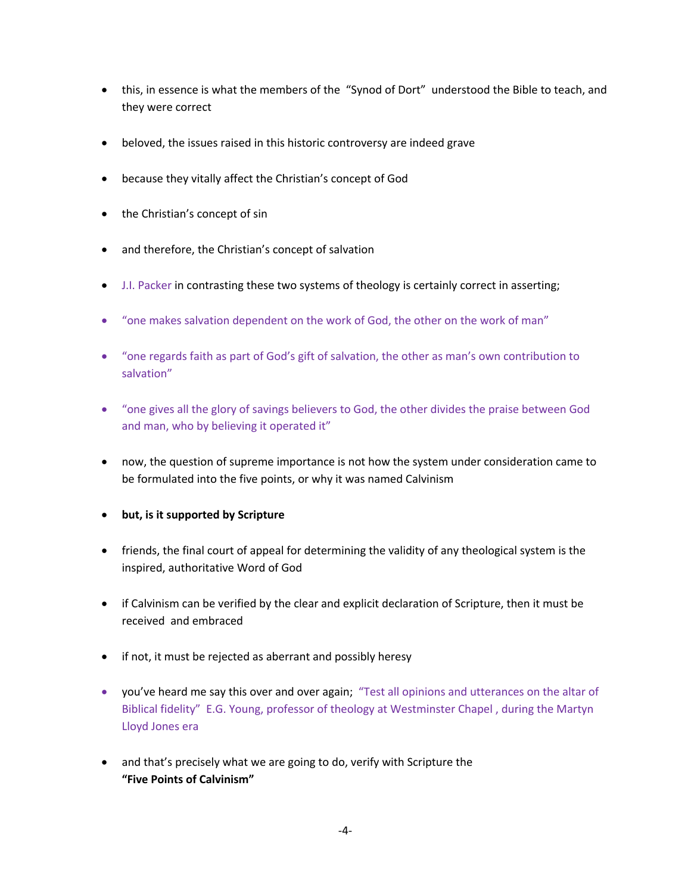- this, in essence is what the members of the "Synod of Dort" understood the Bible to teach, and they were correct

- beloved, the issues raised in this historic controversy are indeed grave

- because they vitally affect the Christian's concept of God

- the Christian's concept of sin

- and therefore, the Christian's concept of salvation

- J.I. Packer in contrasting these two systems of theology is certainly correct in asserting;

- "one makes salvation dependent on the work of God, the other on the work of man"

- "one regards faith as part of God's gift of salvation, the other as man's own contribution to salvation"

- "one gives all the glory of savings believers to God, the other divides the praise between God and man, who by believing it operated it"

- now, the question of supreme importance is not how the system under consideration came to be formulated into the five points, or why it was named Calvinism

- **but, is it supported by Scripture**

- friends, the final court of appeal for determining the validity of any theological system is the inspired, authoritative Word of God

- if Calvinism can be verified by the clear and explicit declaration of Scripture, then it must be received and embraced

- if not, it must be rejected as aberrant and possibly heresy

- you've heard me say this over and over again; "Test all opinions and utterances on the altar of Biblical fidelity" E.G. Young, professor of theology at Westminster Chapel , during the Martyn Lloyd Jones era

- and that's precisely what we are going to do, verify with Scripture the **"Five Points of Calvinism"**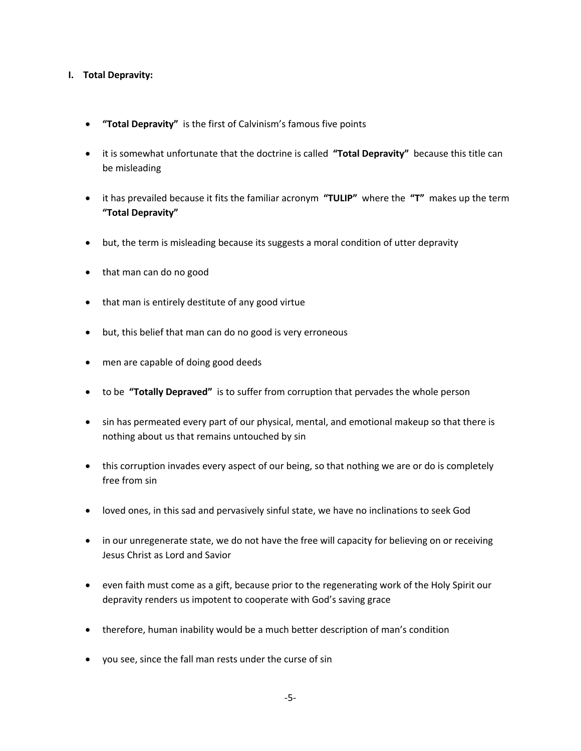## I. Total Depravity:

- **"Total Depravity"** is the first of Calvinism's famous five points
- it is somewhat unfortunate that the doctrine is called **"Total Depravity"** because this title can be misleading
- it has prevailed because it fits the familiar acronym **"TULIP"** where the **"T"** makes up the term **"Total Depravity"**
- but, the term is misleading because its suggests a moral condition of utter depravity
- that man can do no good
- that man is entirely destitute of any good virtue
- but, this belief that man can do no good is very erroneous
- men are capable of doing good deeds
- to be **"Totally Depraved"** is to suffer from corruption that pervades the whole person
- sin has permeated every part of our physical, mental, and emotional makeup so that there is nothing about us that remains untouched by sin
- this corruption invades every aspect of our being, so that nothing we are or do is completely free from sin
- loved ones, in this sad and pervasively sinful state, we have no inclinations to seek God
- in our unregenerate state, we do not have the free will capacity for believing on or receiving Jesus Christ as Lord and Savior
- even faith must come as a gift, because prior to the regenerating work of the Holy Spirit our depravity renders us impotent to cooperate with God's saving grace
- therefore, human inability would be a much better description of man's condition
- you see, since the fall man rests under the curse of sin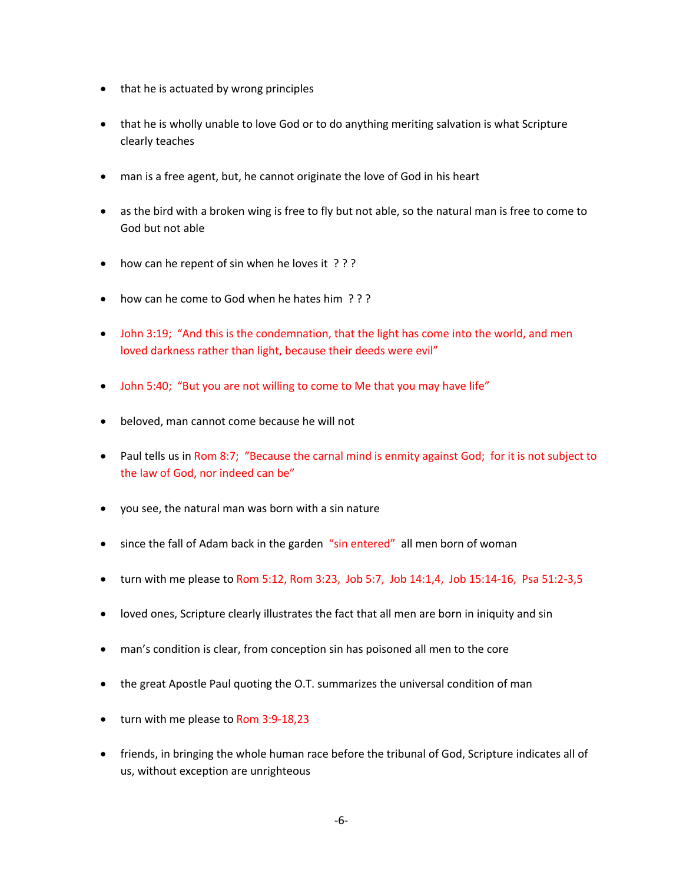- that he is actuated by wrong principles

- that he is wholly unable to love God or to do anything meriting salvation is what Scripture clearly teaches

- man is a free agent, but, he cannot originate the love of God in his heart

- as the bird with a broken wing is free to fly but not able, so the natural man is free to come to God but not able

- how can he repent of sin when he loves it ? ? ?

- how can he come to God when he hates him ? ? ?

- John 3:19; "And this is the condemnation, that the light has come into the world, and men loved darkness rather than light, because their deeds were evil"

- John 5:40; "But you are not willing to come to Me that you may have life"

- beloved, man cannot come because he will not

- Paul tells us in Rom 8:7; "Because the carnal mind is enmity against God; for it is not subject to the law of God, nor indeed can be"

- you see, the natural man was born with a sin nature

- since the fall of Adam back in the garden "sin entered" all men born of woman

- turn with me please to Rom 5:12, Rom 3:23, Job 5:7, Job 14:1,4, Job 15:14-16, Psa 51:2-3,5

- loved ones, Scripture clearly illustrates the fact that all men are born in iniquity and sin

- man's condition is clear, from conception sin has poisoned all men to the core

- the great Apostle Paul quoting the O.T. summarizes the universal condition of man

- turn with me please to Rom 3:9-18,23

- friends, in bringing the whole human race before the tribunal of God, Scripture indicates all of us, without exception are unrighteous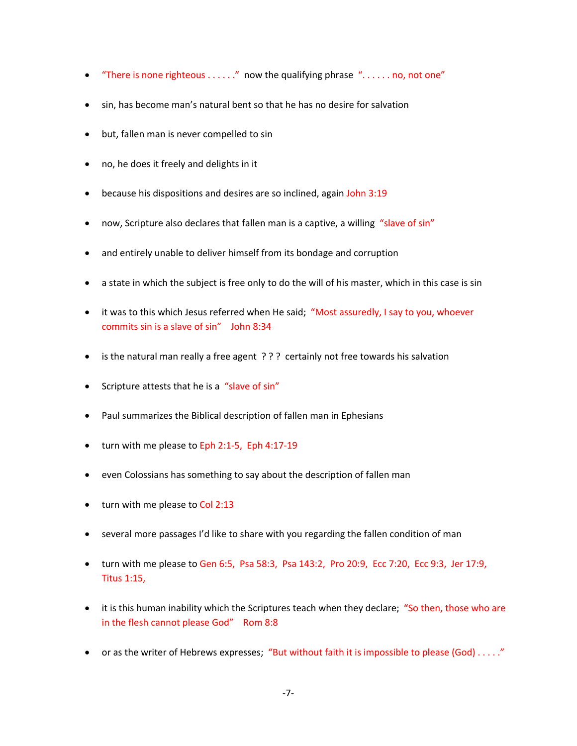- “There is none righteous . . . . . .” now the qualifying phrase “. . . . . . no, not one”
- sin, has become man’s natural bent so that he has no desire for salvation
- but, fallen man is never compelled to sin
- no, he does it freely and delights in it
- because his dispositions and desires are so inclined, again John 3:19
- now, Scripture also declares that fallen man is a captive, a willing “slave of sin”
- and entirely unable to deliver himself from its bondage and corruption
- a state in which the subject is free only to do the will of his master, which in this case is sin
- it was to this which Jesus referred when He said; “Most assuredly, I say to you, whoever commits sin is a slave of sin” John 8:34
- is the natural man really a free agent ? ? ? certainly not free towards his salvation
- Scripture attests that he is a “slave of sin”
- Paul summarizes the Biblical description of fallen man in Ephesians
- turn with me please to Eph 2:1-5, Eph 4:17-19
- even Colossians has something to say about the description of fallen man
- turn with me please to Col 2:13
- several more passages I’d like to share with you regarding the fallen condition of man
- turn with me please to Gen 6:5, Psa 58:3, Psa 143:2, Pro 20:9, Ecc 7:20, Ecc 9:3, Jer 17:9, Titus 1:15,
- it is this human inability which the Scriptures teach when they declare; “So then, those who are in the flesh cannot please God” Rom 8:8
- or as the writer of Hebrews expresses; “But without faith it is impossible to please (God) . . . . .”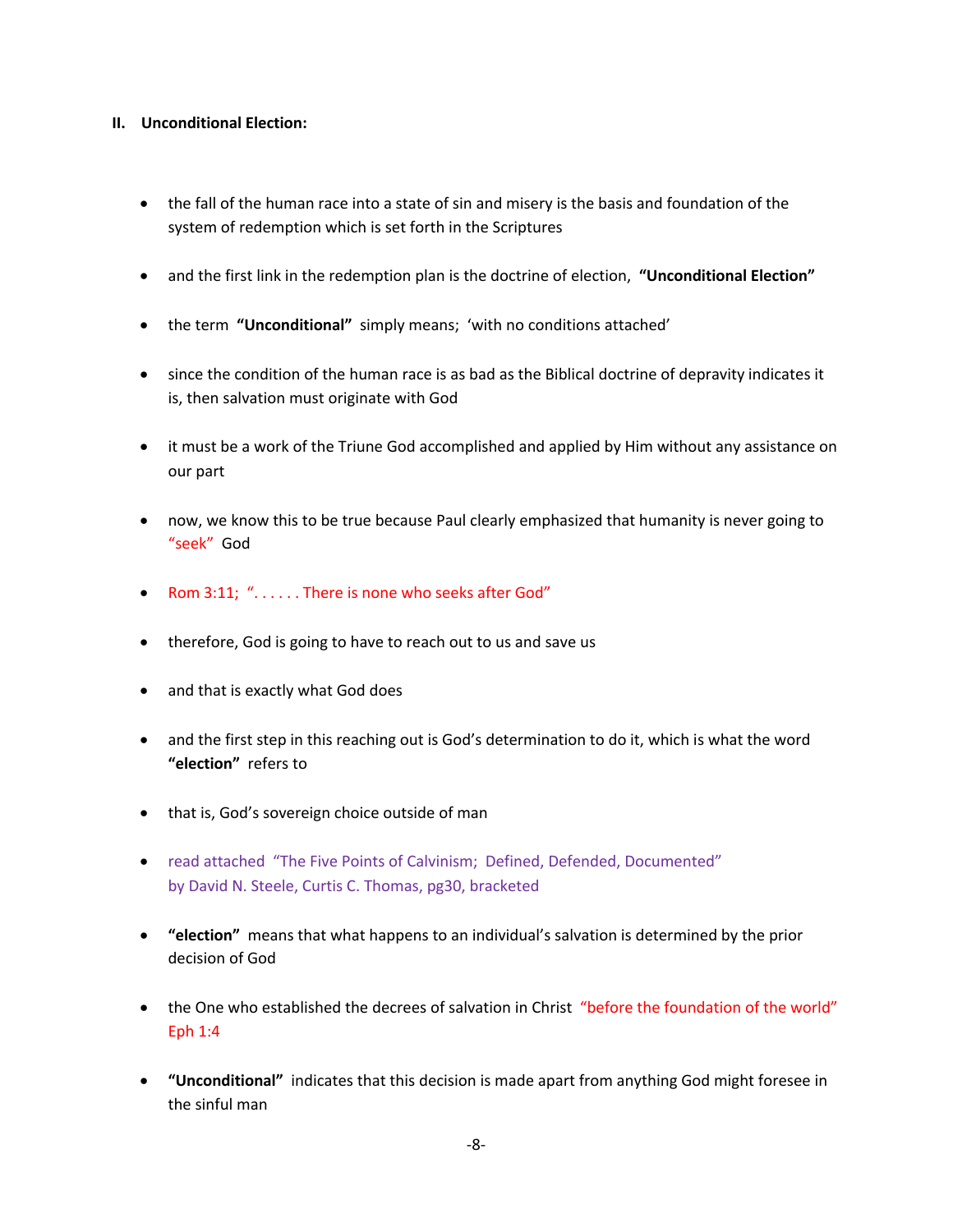## II. Unconditional Election:

- the fall of the human race into a state of sin and misery is the basis and foundation of the system of redemption which is set forth in the Scriptures

- and the first link in the redemption plan is the doctrine of election, **"Unconditional Election"**

- the term **"Unconditional"** simply means; 'with no conditions attached'

- since the condition of the human race is as bad as the Biblical doctrine of depravity indicates it is, then salvation must originate with God

- it must be a work of the Triune God accomplished and applied by Him without any assistance on our part

- now, we know this to be true because Paul clearly emphasized that humanity is never going to "seek" God

- Rom 3:11; ". . . . . . There is none who seeks after God"

- therefore, God is going to have to reach out to us and save us

- and that is exactly what God does

- and the first step in this reaching out is God's determination to do it, which is what the word **"election"** refers to

- that is, God's sovereign choice outside of man

- read attached "The Five Points of Calvinism; Defined, Defended, Documented" by David N. Steele, Curtis C. Thomas, pg30, bracketed

- **"election"** means that what happens to an individual's salvation is determined by the prior decision of God

- the One who established the decrees of salvation in Christ "before the foundation of the world" Eph 1:4

- **"Unconditional"** indicates that this decision is made apart from anything God might foresee in the sinful man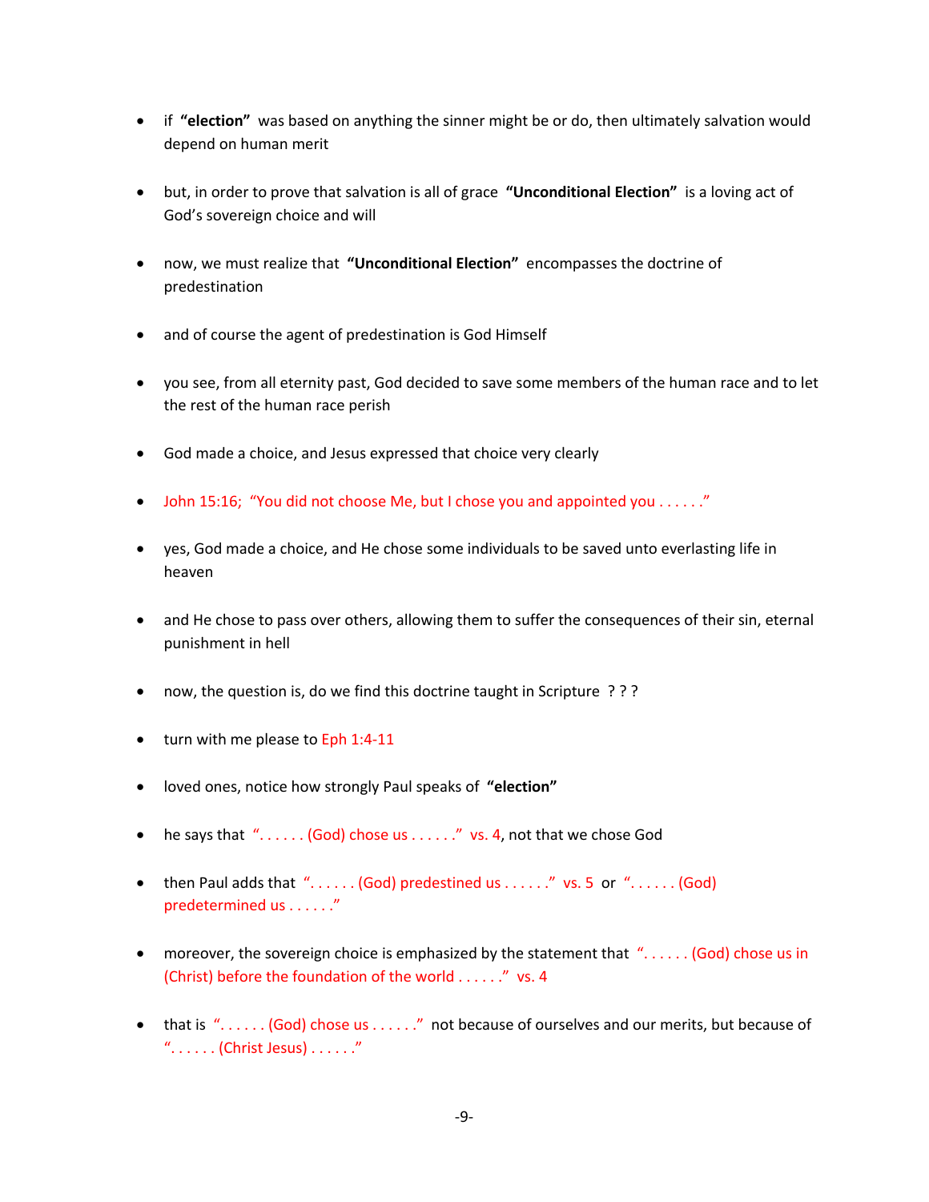- if **"election"** was based on anything the sinner might be or do, then ultimately salvation would depend on human merit

- but, in order to prove that salvation is all of grace **"Unconditional Election"** is a loving act of God's sovereign choice and will

- now, we must realize that **"Unconditional Election"** encompasses the doctrine of predestination

- and of course the agent of predestination is God Himself

- you see, from all eternity past, God decided to save some members of the human race and to let the rest of the human race perish

- God made a choice, and Jesus expressed that choice very clearly

- John 15:16; "You did not choose Me, but I chose you and appointed you . . . . . ."

- yes, God made a choice, and He chose some individuals to be saved unto everlasting life in heaven

- and He chose to pass over others, allowing them to suffer the consequences of their sin, eternal punishment in hell

- now, the question is, do we find this doctrine taught in Scripture ? ? ?

- turn with me please to Eph 1:4-11

- loved ones, notice how strongly Paul speaks of **"election"**

- he says that ". . . . . . (God) chose us . . . . . ." vs. 4, not that we chose God

- then Paul adds that ". . . . . . (God) predestined us . . . . . ." vs. 5 or ". . . . . . (God) predetermined us . . . . . ."

- moreover, the sovereign choice is emphasized by the statement that ". . . . . . (God) chose us in (Christ) before the foundation of the world . . . . . ." vs. 4

- that is ". . . . . . (God) chose us . . . . . ." not because of ourselves and our merits, but because of ". . . . . . (Christ Jesus) . . . . . ."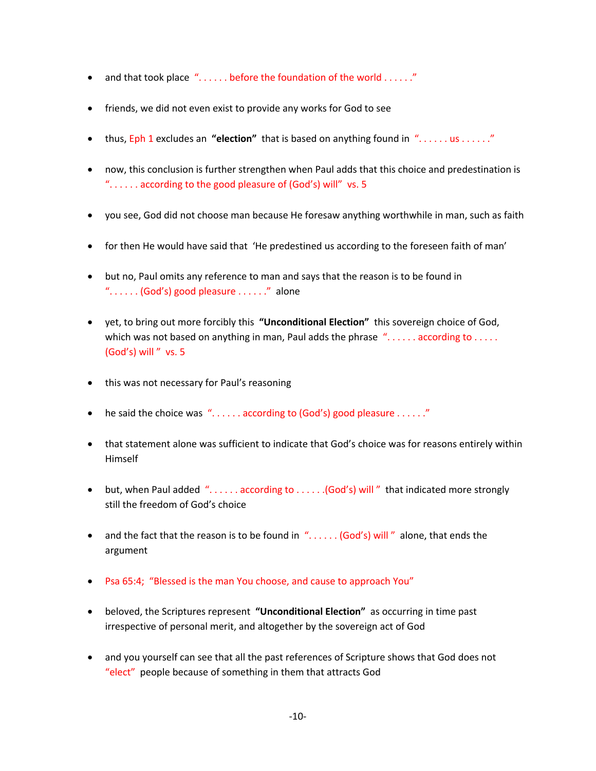- and that took place "...... before the foundation of the world ......"

- friends, we did not even exist to provide any works for God to see

- thus, Eph 1 excludes an **"election"** that is based on anything found in "...... us ......"

- now, this conclusion is further strengthen when Paul adds that this choice and predestination is "...... according to the good pleasure of (God's) will" vs. 5

- you see, God did not choose man because He foresaw anything worthwhile in man, such as faith

- for then He would have said that 'He predestined us according to the foreseen faith of man'

- but no, Paul omits any reference to man and says that the reason is to be found in "...... (God's) good pleasure ......" alone

- yet, to bring out more forcibly this **"Unconditional Election"** this sovereign choice of God, which was not based on anything in man, Paul adds the phrase "...... according to ..... (God's) will " vs. 5

- this was not necessary for Paul's reasoning

- he said the choice was "...... according to (God's) good pleasure ......"

- that statement alone was sufficient to indicate that God's choice was for reasons entirely within Himself

- but, when Paul added "...... according to ......(God's) will " that indicated more strongly still the freedom of God's choice

- and the fact that the reason is to be found in "...... (God's) will " alone, that ends the argument

- Psa 65:4; "Blessed is the man You choose, and cause to approach You"

- beloved, the Scriptures represent **"Unconditional Election"** as occurring in time past irrespective of personal merit, and altogether by the sovereign act of God

- and you yourself can see that all the past references of Scripture shows that God does not "elect" people because of something in them that attracts God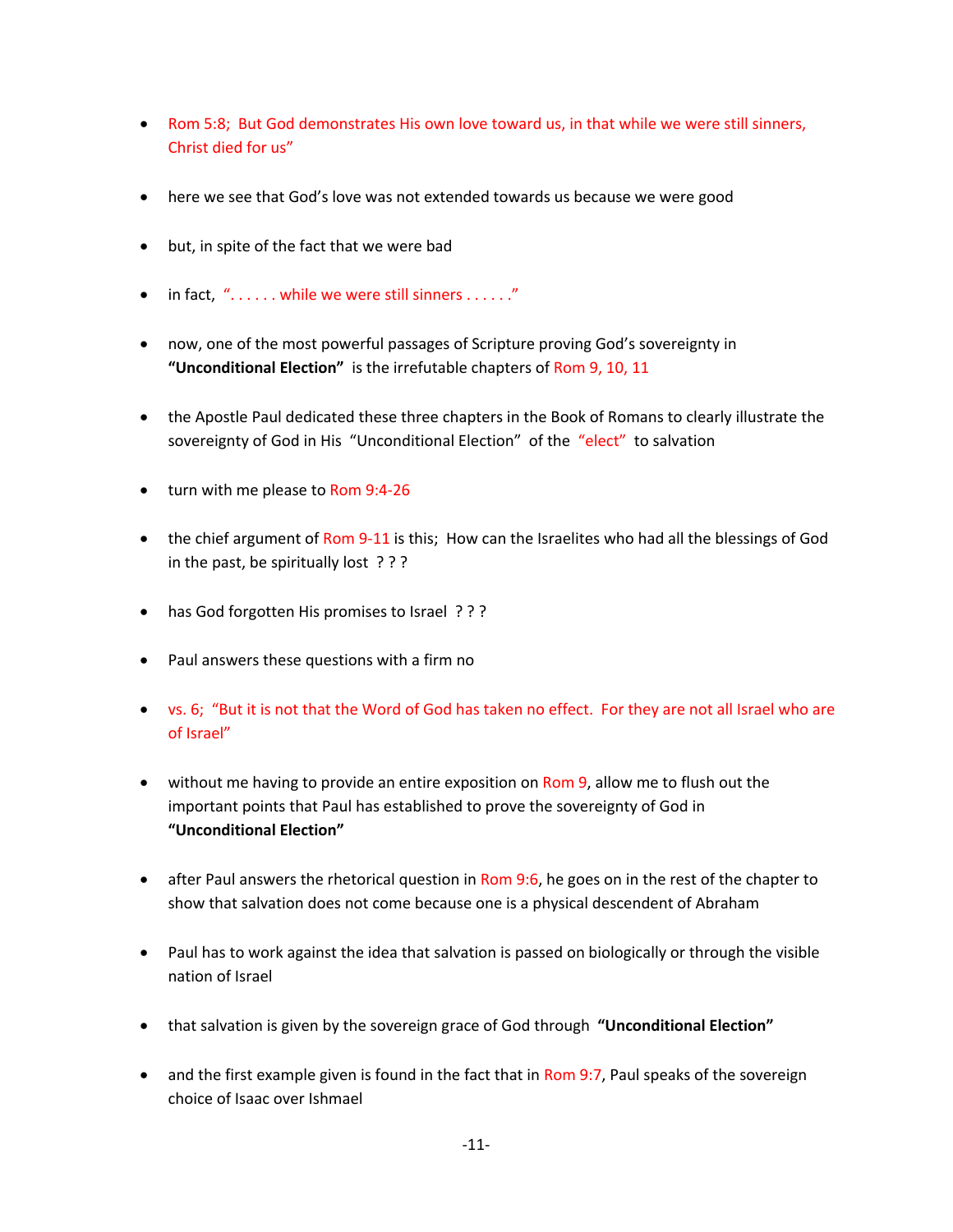- Rom 5:8; But God demonstrates His own love toward us, in that while we were still sinners, Christ died for us"

- here we see that God's love was not extended towards us because we were good

- but, in spite of the fact that we were bad

- in fact, ". . . . . . while we were still sinners . . . . . ."

- now, one of the most powerful passages of Scripture proving God's sovereignty in **"Unconditional Election"** is the irrefutable chapters of Rom 9, 10, 11

- the Apostle Paul dedicated these three chapters in the Book of Romans to clearly illustrate the sovereignty of God in His "Unconditional Election" of the "elect" to salvation

- turn with me please to Rom 9:4-26

- the chief argument of Rom 9-11 is this; How can the Israelites who had all the blessings of God in the past, be spiritually lost ? ? ?

- has God forgotten His promises to Israel ? ? ?

- Paul answers these questions with a firm no

- vs. 6; "But it is not that the Word of God has taken no effect. For they are not all Israel who are of Israel"

- without me having to provide an entire exposition on Rom 9, allow me to flush out the important points that Paul has established to prove the sovereignty of God in **"Unconditional Election"**

- after Paul answers the rhetorical question in Rom 9:6, he goes on in the rest of the chapter to show that salvation does not come because one is a physical descendent of Abraham

- Paul has to work against the idea that salvation is passed on biologically or through the visible nation of Israel

- that salvation is given by the sovereign grace of God through **"Unconditional Election"**

- and the first example given is found in the fact that in Rom 9:7, Paul speaks of the sovereign choice of Isaac over Ishmael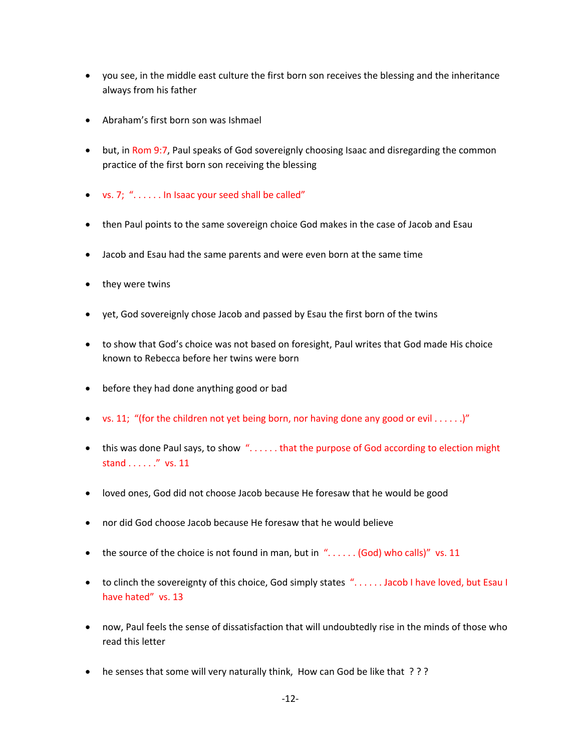- you see, in the middle east culture the first born son receives the blessing and the inheritance always from his father

- Abraham's first born son was Ishmael

- but, in Rom 9:7, Paul speaks of God sovereignly choosing Isaac and disregarding the common practice of the first born son receiving the blessing

- vs. 7; ". . . . . . In Isaac your seed shall be called"

- then Paul points to the same sovereign choice God makes in the case of Jacob and Esau

- Jacob and Esau had the same parents and were even born at the same time

- they were twins

- yet, God sovereignly chose Jacob and passed by Esau the first born of the twins

- to show that God's choice was not based on foresight, Paul writes that God made His choice known to Rebecca before her twins were born

- before they had done anything good or bad

- vs. 11; "(for the children not yet being born, nor having done any good or evil . . . . . .)"

- this was done Paul says, to show ". . . . . . that the purpose of God according to election might stand . . . . . ." vs. 11

- loved ones, God did not choose Jacob because He foresaw that he would be good

- nor did God choose Jacob because He foresaw that he would believe

- the source of the choice is not found in man, but in ". . . . . . (God) who calls)" vs. 11

- to clinch the sovereignty of this choice, God simply states ". . . . . . Jacob I have loved, but Esau I have hated" vs. 13

- now, Paul feels the sense of dissatisfaction that will undoubtedly rise in the minds of those who read this letter

- he senses that some will very naturally think, How can God be like that ? ? ?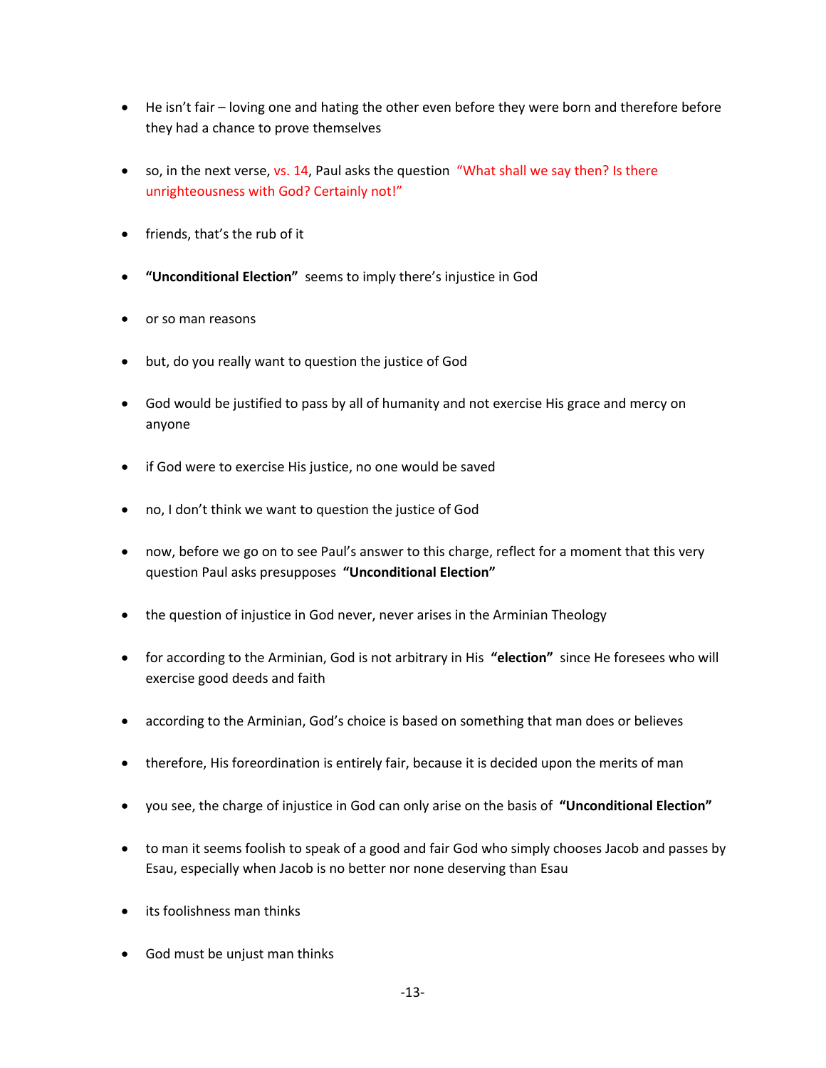- He isn't fair – loving one and hating the other even before they were born and therefore before they had a chance to prove themselves

- so, in the next verse, vs. 14, Paul asks the question "What shall we say then? Is there unrighteousness with God? Certainly not!"

- friends, that's the rub of it

- **"Unconditional Election"** seems to imply there's injustice in God

- or so man reasons

- but, do you really want to question the justice of God

- God would be justified to pass by all of humanity and not exercise His grace and mercy on anyone

- if God were to exercise His justice, no one would be saved

- no, I don't think we want to question the justice of God

- now, before we go on to see Paul's answer to this charge, reflect for a moment that this very question Paul asks presupposes **"Unconditional Election"**

- the question of injustice in God never, never arises in the Arminian Theology

- for according to the Arminian, God is not arbitrary in His **"election"** since He foresees who will exercise good deeds and faith

- according to the Arminian, God's choice is based on something that man does or believes

- therefore, His foreordination is entirely fair, because it is decided upon the merits of man

- you see, the charge of injustice in God can only arise on the basis of **"Unconditional Election"**

- to man it seems foolish to speak of a good and fair God who simply chooses Jacob and passes by Esau, especially when Jacob is no better nor none deserving than Esau

- its foolishness man thinks

- God must be unjust man thinks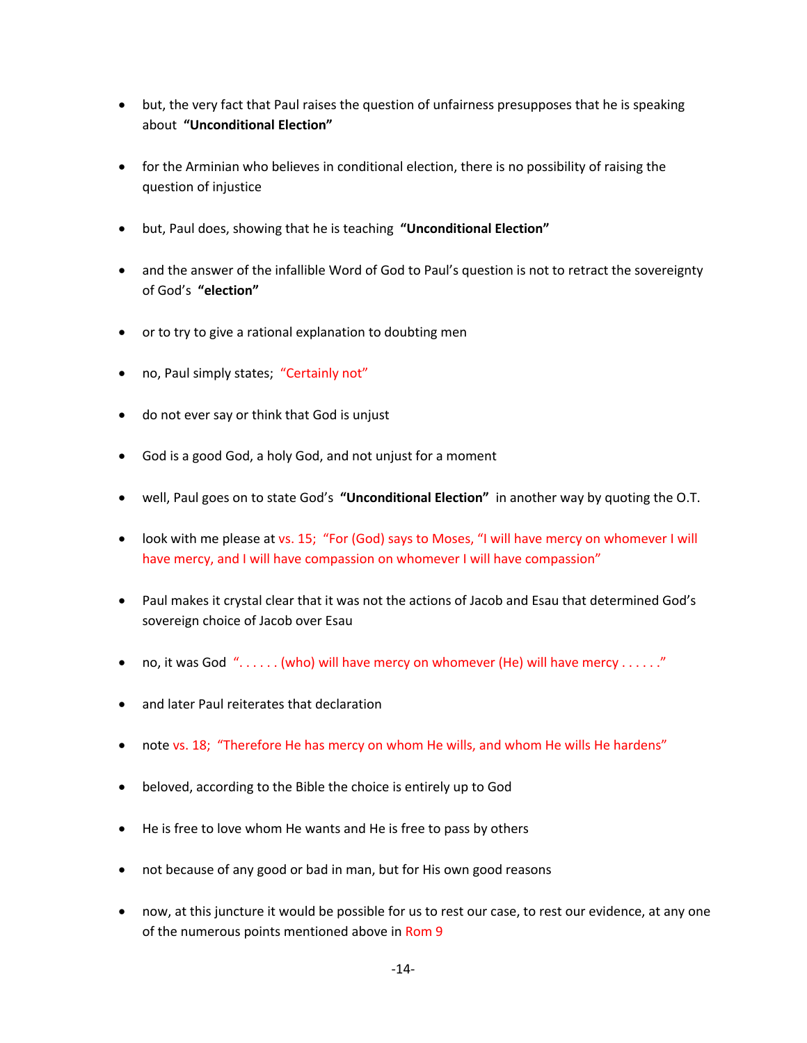- but, the very fact that Paul raises the question of unfairness presupposes that he is speaking about **"Unconditional Election"**

- for the Arminian who believes in conditional election, there is no possibility of raising the question of injustice

- but, Paul does, showing that he is teaching **"Unconditional Election"**

- and the answer of the infallible Word of God to Paul's question is not to retract the sovereignty of God's **"election"**

- or to try to give a rational explanation to doubting men

- no, Paul simply states; "Certainly not"

- do not ever say or think that God is unjust

- God is a good God, a holy God, and not unjust for a moment

- well, Paul goes on to state God's **"Unconditional Election"** in another way by quoting the O.T.

- look with me please at vs. 15; "For (God) says to Moses, "I will have mercy on whomever I will have mercy, and I will have compassion on whomever I will have compassion"

- Paul makes it crystal clear that it was not the actions of Jacob and Esau that determined God's sovereign choice of Jacob over Esau

- no, it was God ". . . . . . (who) will have mercy on whomever (He) will have mercy . . . . . ."

- and later Paul reiterates that declaration

- note vs. 18; "Therefore He has mercy on whom He wills, and whom He wills He hardens"

- beloved, according to the Bible the choice is entirely up to God

- He is free to love whom He wants and He is free to pass by others

- not because of any good or bad in man, but for His own good reasons

- now, at this juncture it would be possible for us to rest our case, to rest our evidence, at any one of the numerous points mentioned above in Rom 9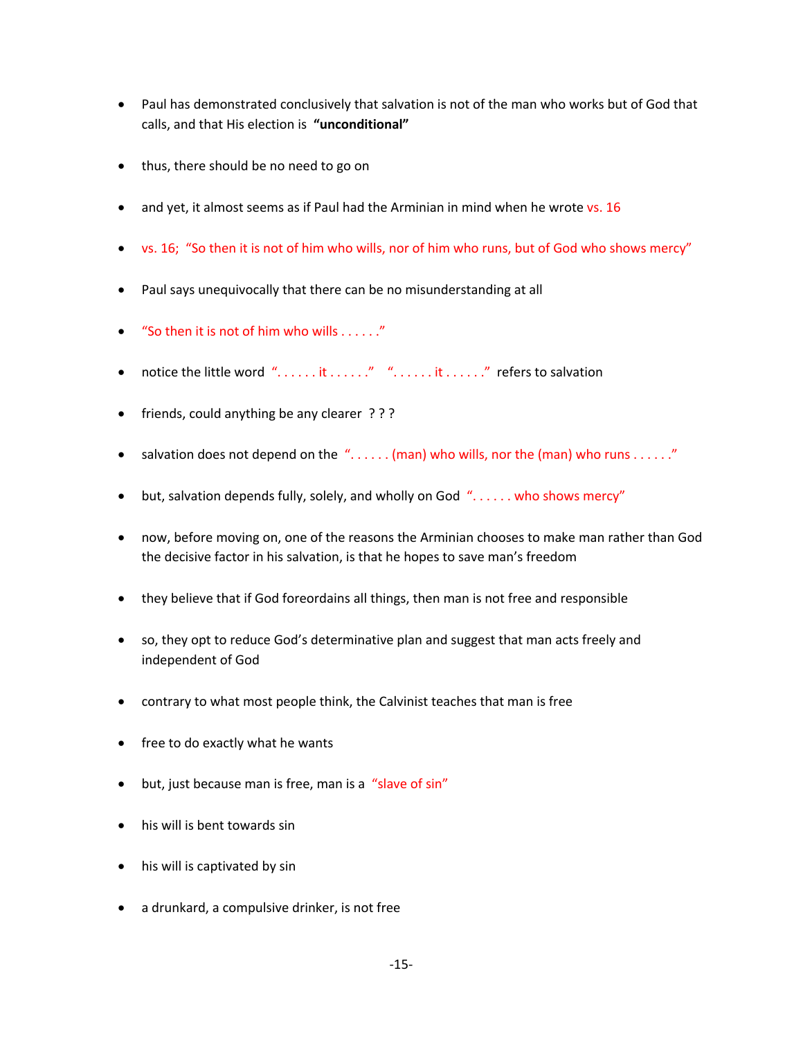- Paul has demonstrated conclusively that salvation is not of the man who works but of God that calls, and that His election is **"unconditional"**

- thus, there should be no need to go on

- and yet, it almost seems as if Paul had the Arminian in mind when he wrote vs. 16

- vs. 16; "So then it is not of him who wills, nor of him who runs, but of God who shows mercy"

- Paul says unequivocally that there can be no misunderstanding at all

- "So then it is not of him who wills . . . . . ."

- notice the little word ". . . . . . it . . . . . ." ". . . . . . it . . . . . ." refers to salvation

- friends, could anything be any clearer ? ? ?

- salvation does not depend on the ". . . . . . (man) who wills, nor the (man) who runs . . . . . ."

- but, salvation depends fully, solely, and wholly on God ". . . . . . who shows mercy"

- now, before moving on, one of the reasons the Arminian chooses to make man rather than God the decisive factor in his salvation, is that he hopes to save man's freedom

- they believe that if God foreordains all things, then man is not free and responsible

- so, they opt to reduce God's determinative plan and suggest that man acts freely and independent of God

- contrary to what most people think, the Calvinist teaches that man is free

- free to do exactly what he wants

- but, just because man is free, man is a "slave of sin"

- his will is bent towards sin

- his will is captivated by sin

- a drunkard, a compulsive drinker, is not free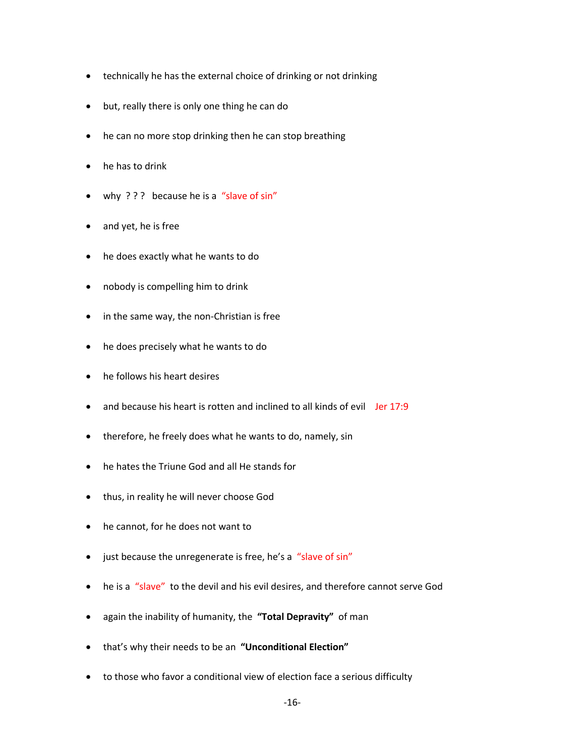- technically he has the external choice of drinking or not drinking
- but, really there is only one thing he can do
- he can no more stop drinking then he can stop breathing
- he has to drink
- why ? ? ? because he is a "slave of sin"
- and yet, he is free
- he does exactly what he wants to do
- nobody is compelling him to drink
- in the same way, the non-Christian is free
- he does precisely what he wants to do
- he follows his heart desires
- and because his heart is rotten and inclined to all kinds of evil Jer 17:9
- therefore, he freely does what he wants to do, namely, sin
- he hates the Triune God and all He stands for
- thus, in reality he will never choose God
- he cannot, for he does not want to
- just because the unregenerate is free, he's a "slave of sin"
- he is a "slave" to the devil and his evil desires, and therefore cannot serve God
- again the inability of humanity, the **"Total Depravity"** of man
- that's why their needs to be an **"Unconditional Election"**
- to those who favor a conditional view of election face a serious difficulty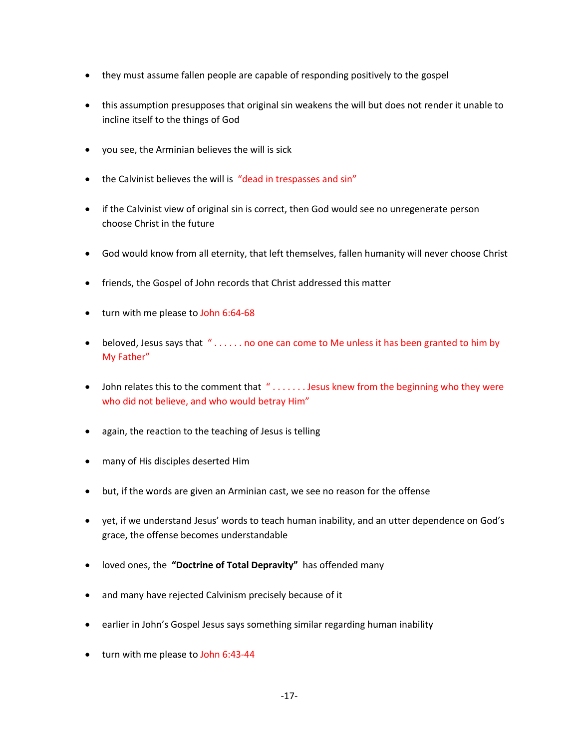- they must assume fallen people are capable of responding positively to the gospel

- this assumption presupposes that original sin weakens the will but does not render it unable to incline itself to the things of God

- you see, the Arminian believes the will is sick

- the Calvinist believes the will is "dead in trespasses and sin"

- if the Calvinist view of original sin is correct, then God would see no unregenerate person choose Christ in the future

- God would know from all eternity, that left themselves, fallen humanity will never choose Christ

- friends, the Gospel of John records that Christ addressed this matter

- turn with me please to John 6:64-68

- beloved, Jesus says that " . . . . . . no one can come to Me unless it has been granted to him by My Father"

- John relates this to the comment that " . . . . . . . Jesus knew from the beginning who they were who did not believe, and who would betray Him"

- again, the reaction to the teaching of Jesus is telling

- many of His disciples deserted Him

- but, if the words are given an Arminian cast, we see no reason for the offense

- yet, if we understand Jesus' words to teach human inability, and an utter dependence on God's grace, the offense becomes understandable

- loved ones, the **"Doctrine of Total Depravity"** has offended many

- and many have rejected Calvinism precisely because of it

- earlier in John's Gospel Jesus says something similar regarding human inability

- turn with me please to John 6:43-44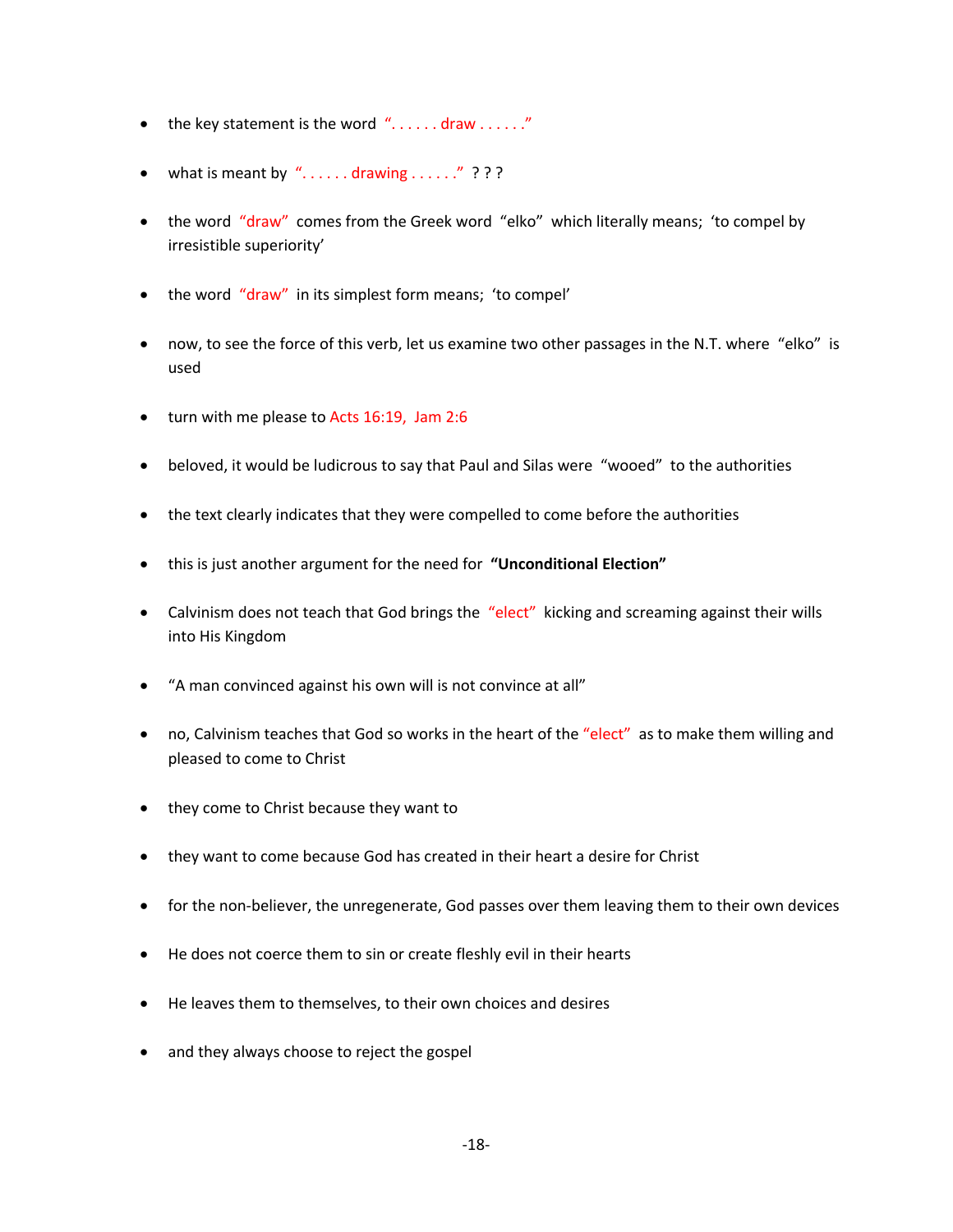- the key statement is the word ". . . . . . draw . . . . . ."

- what is meant by ". . . . . . drawing . . . . . ." ? ? ?

- the word "draw" comes from the Greek word "elko" which literally means; 'to compel by irresistible superiority'

- the word "draw" in its simplest form means; 'to compel'

- now, to see the force of this verb, let us examine two other passages in the N.T. where "elko" is used

- turn with me please to Acts 16:19, Jam 2:6

- beloved, it would be ludicrous to say that Paul and Silas were "wooed" to the authorities

- the text clearly indicates that they were compelled to come before the authorities

- this is just another argument for the need for **"Unconditional Election"**

- Calvinism does not teach that God brings the "elect" kicking and screaming against their wills into His Kingdom

- "A man convinced against his own will is not convince at all"

- no, Calvinism teaches that God so works in the heart of the "elect" as to make them willing and pleased to come to Christ

- they come to Christ because they want to

- they want to come because God has created in their heart a desire for Christ

- for the non-believer, the unregenerate, God passes over them leaving them to their own devices

- He does not coerce them to sin or create fleshly evil in their hearts

- He leaves them to themselves, to their own choices and desires

- and they always choose to reject the gospel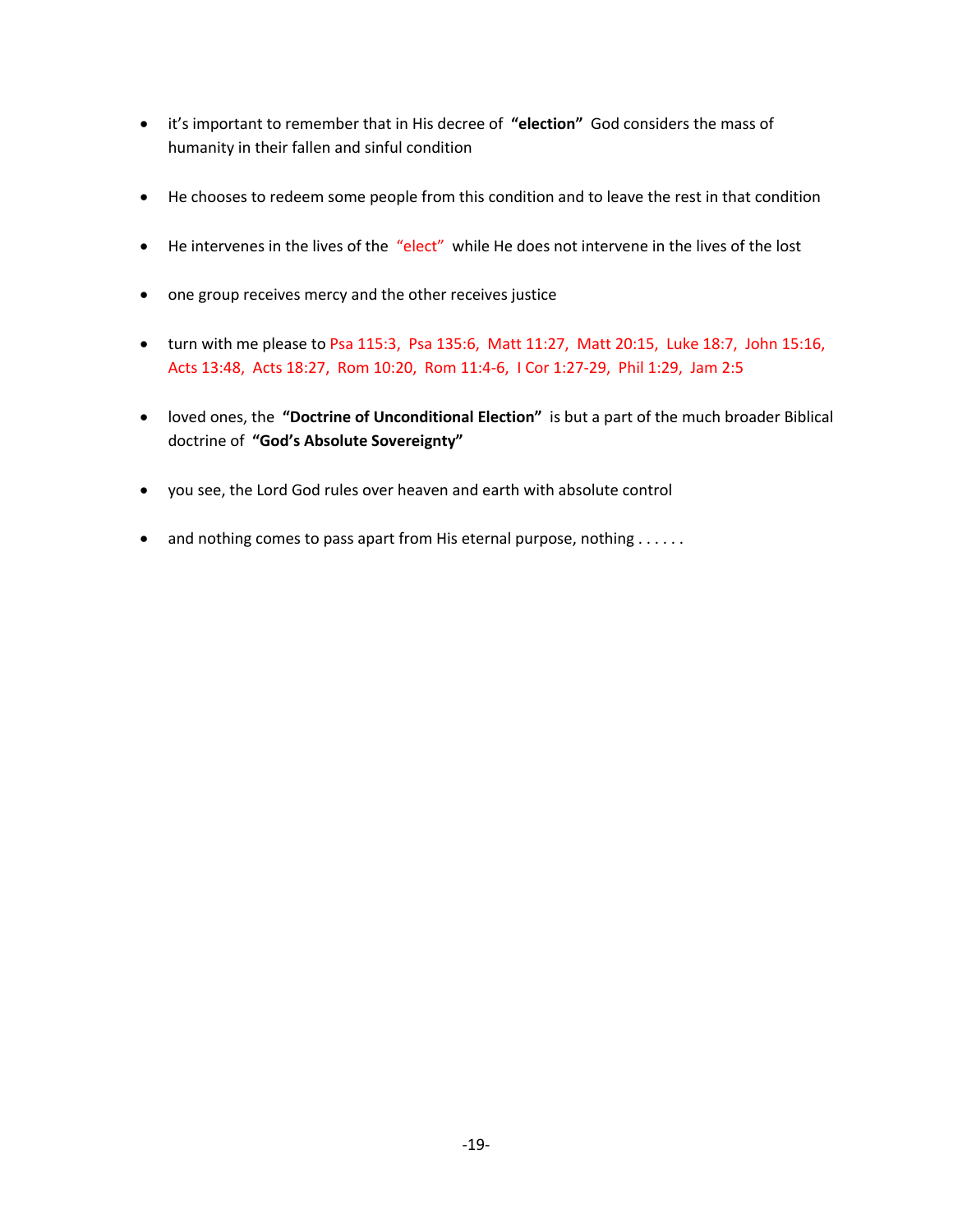- it's important to remember that in His decree of **"election"** God considers the mass of humanity in their fallen and sinful condition

- He chooses to redeem some people from this condition and to leave the rest in that condition

- He intervenes in the lives of the "elect" while He does not intervene in the lives of the lost

- one group receives mercy and the other receives justice

- turn with me please to Psa 115:3, Psa 135:6, Matt 11:27, Matt 20:15, Luke 18:7, John 15:16, Acts 13:48, Acts 18:27, Rom 10:20, Rom 11:4-6, I Cor 1:27-29, Phil 1:29, Jam 2:5

- loved ones, the **"Doctrine of Unconditional Election"** is but a part of the much broader Biblical doctrine of **"God's Absolute Sovereignty"**

- you see, the Lord God rules over heaven and earth with absolute control

- and nothing comes to pass apart from His eternal purpose, nothing . . . . . .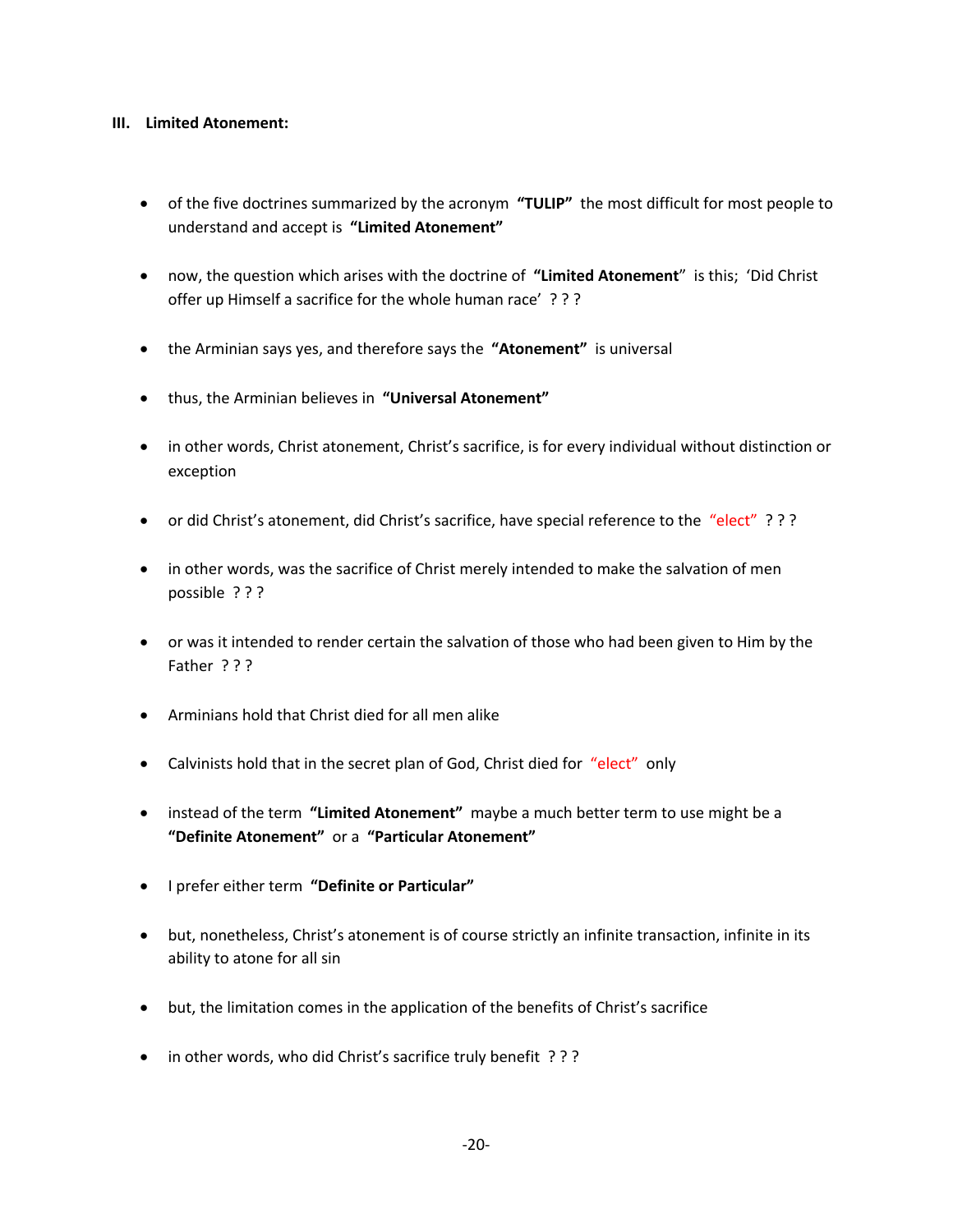### III. Limited Atonement:

- of the five doctrines summarized by the acronym **"TULIP"** the most difficult for most people to understand and accept is **"Limited Atonement"**

- now, the question which arises with the doctrine of **"Limited Atonement**" is this; 'Did Christ offer up Himself a sacrifice for the whole human race' ? ? ?

- the Arminian says yes, and therefore says the **"Atonement"** is universal

- thus, the Arminian believes in **"Universal Atonement"**

- in other words, Christ atonement, Christ's sacrifice, is for every individual without distinction or exception

- or did Christ's atonement, did Christ's sacrifice, have special reference to the "elect" ? ? ?

- in other words, was the sacrifice of Christ merely intended to make the salvation of men possible ? ? ?

- or was it intended to render certain the salvation of those who had been given to Him by the Father ? ? ?

- Arminians hold that Christ died for all men alike

- Calvinists hold that in the secret plan of God, Christ died for "elect" only

- instead of the term **"Limited Atonement"** maybe a much better term to use might be a **"Definite Atonement"** or a **"Particular Atonement"**

- I prefer either term **"Definite or Particular"**

- but, nonetheless, Christ's atonement is of course strictly an infinite transaction, infinite in its ability to atone for all sin

- but, the limitation comes in the application of the benefits of Christ's sacrifice

- in other words, who did Christ's sacrifice truly benefit ? ? ?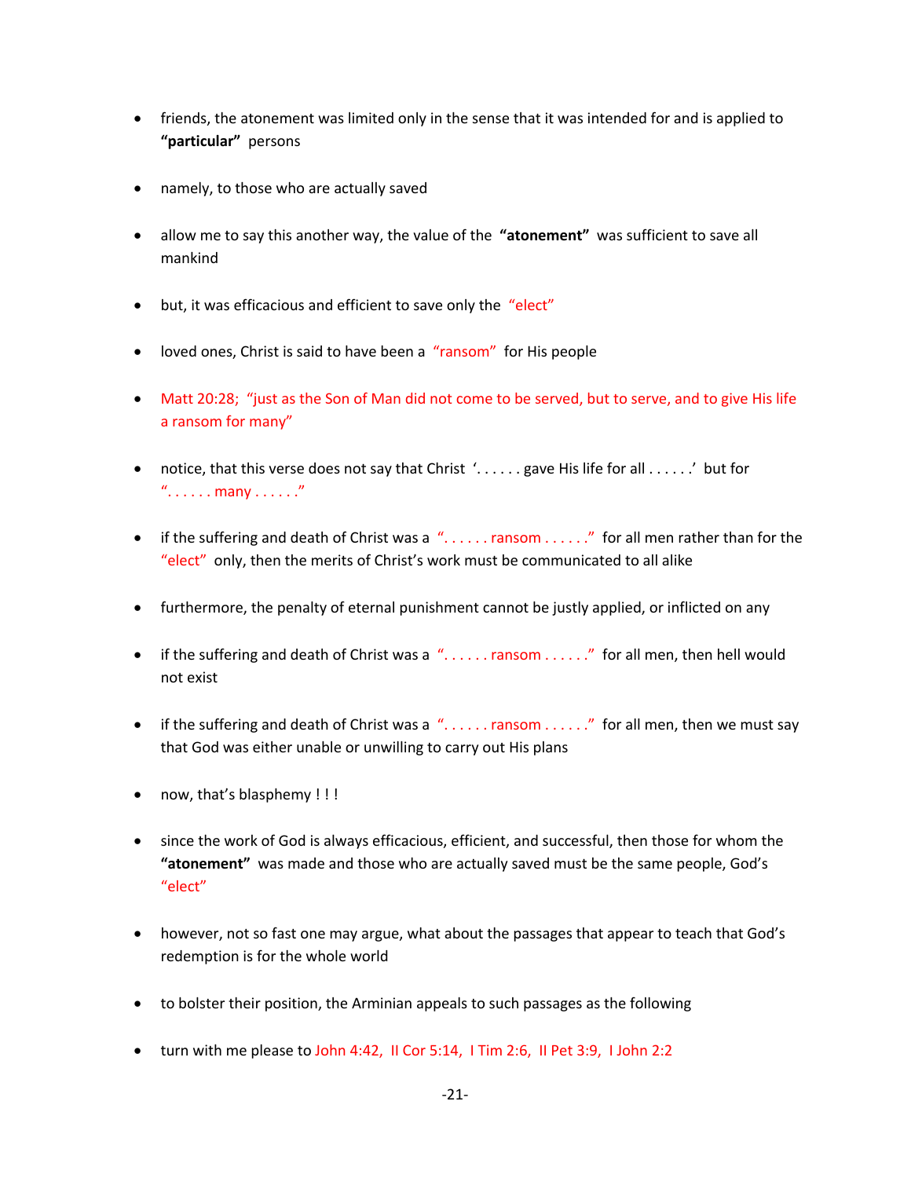- friends, the atonement was limited only in the sense that it was intended for and is applied to **"particular"** persons

- namely, to those who are actually saved

- allow me to say this another way, the value of the **"atonement"** was sufficient to save all mankind

- but, it was efficacious and efficient to save only the "elect"

- loved ones, Christ is said to have been a "ransom" for His people

- Matt 20:28; "just as the Son of Man did not come to be served, but to serve, and to give His life a ransom for many"

- notice, that this verse does not say that Christ '. . . . . . gave His life for all . . . . . .' but for ". . . . . . many . . . . . ."

- if the suffering and death of Christ was a ". . . . . . ransom . . . . . ." for all men rather than for the "elect" only, then the merits of Christ's work must be communicated to all alike

- furthermore, the penalty of eternal punishment cannot be justly applied, or inflicted on any

- if the suffering and death of Christ was a ". . . . . . ransom . . . . . ." for all men, then hell would not exist

- if the suffering and death of Christ was a ". . . . . . ransom . . . . . ." for all men, then we must say that God was either unable or unwilling to carry out His plans

- now, that's blasphemy ! ! !

- since the work of God is always efficacious, efficient, and successful, then those for whom the **"atonement"** was made and those who are actually saved must be the same people, God's "elect"

- however, not so fast one may argue, what about the passages that appear to teach that God's redemption is for the whole world

- to bolster their position, the Arminian appeals to such passages as the following

- turn with me please to John 4:42, II Cor 5:14, I Tim 2:6, II Pet 3:9, I John 2:2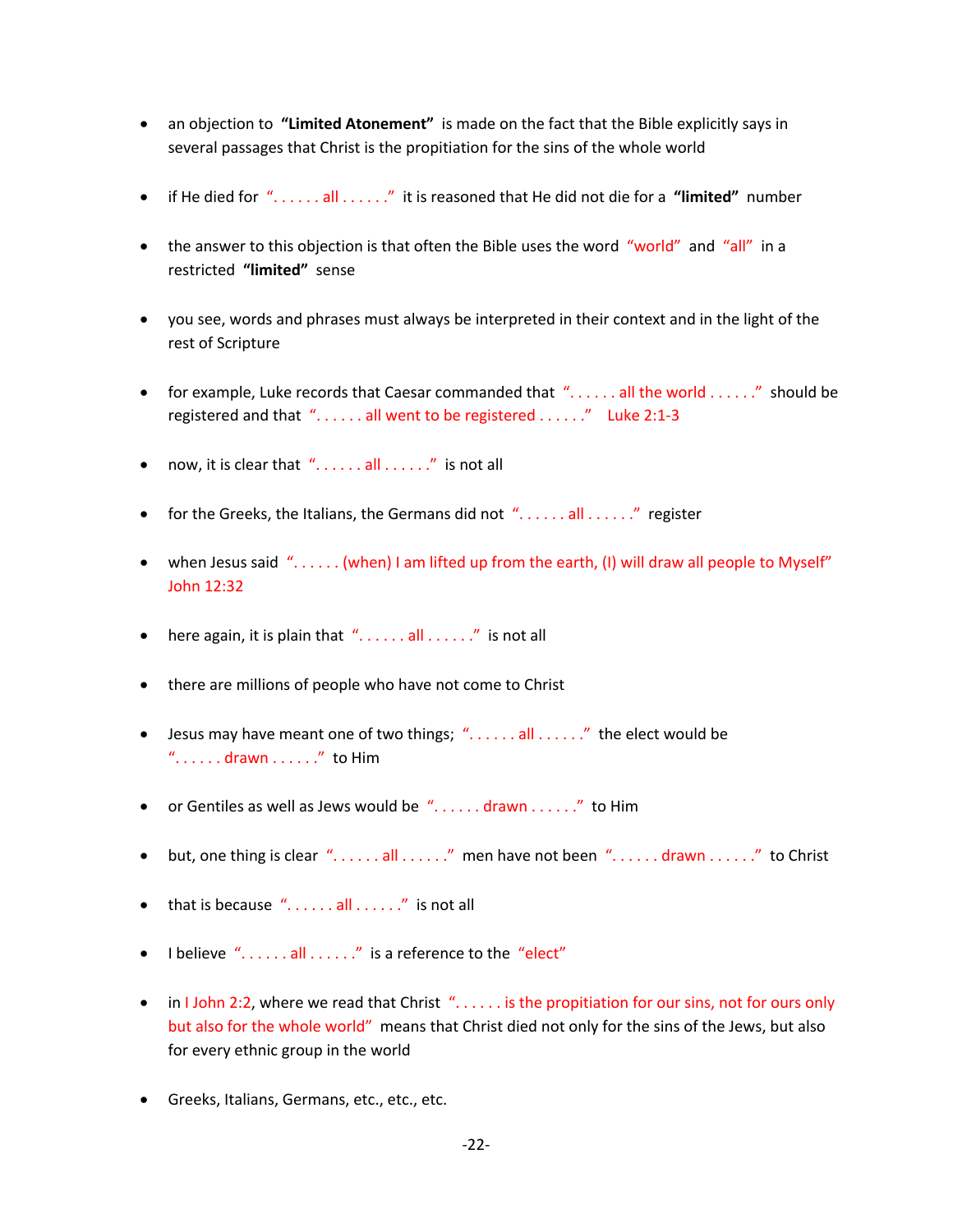- an objection to **"Limited Atonement"** is made on the fact that the Bible explicitly says in several passages that Christ is the propitiation for the sins of the whole world

- if He died for ". . . . . . all . . . . . ." it is reasoned that He did not die for a **"limited"** number

- the answer to this objection is that often the Bible uses the word "world" and "all" in a restricted **"limited"** sense

- you see, words and phrases must always be interpreted in their context and in the light of the rest of Scripture

- for example, Luke records that Caesar commanded that ". . . . . . all the world . . . . . ." should be registered and that ". . . . . . all went to be registered . . . . . ." Luke 2:1-3

- now, it is clear that ". . . . . . all . . . . . ." is not all

- for the Greeks, the Italians, the Germans did not ". . . . . . all . . . . . ." register

- when Jesus said ". . . . . . (when) I am lifted up from the earth, (I) will draw all people to Myself" John 12:32

- here again, it is plain that ". . . . . . all . . . . . ." is not all

- there are millions of people who have not come to Christ

- Jesus may have meant one of two things; ". . . . . . all . . . . . ." the elect would be ". . . . . . drawn . . . . . ." to Him

- or Gentiles as well as Jews would be ". . . . . . drawn . . . . . ." to Him

- but, one thing is clear ". . . . . . all . . . . . ." men have not been ". . . . . . drawn . . . . . ." to Christ

- that is because ". . . . . . all . . . . . ." is not all

- I believe ". . . . . . all . . . . . ." is a reference to the "elect"

- in I John 2:2, where we read that Christ ". . . . . . is the propitiation for our sins, not for ours only but also for the whole world" means that Christ died not only for the sins of the Jews, but also for every ethnic group in the world

- Greeks, Italians, Germans, etc., etc., etc.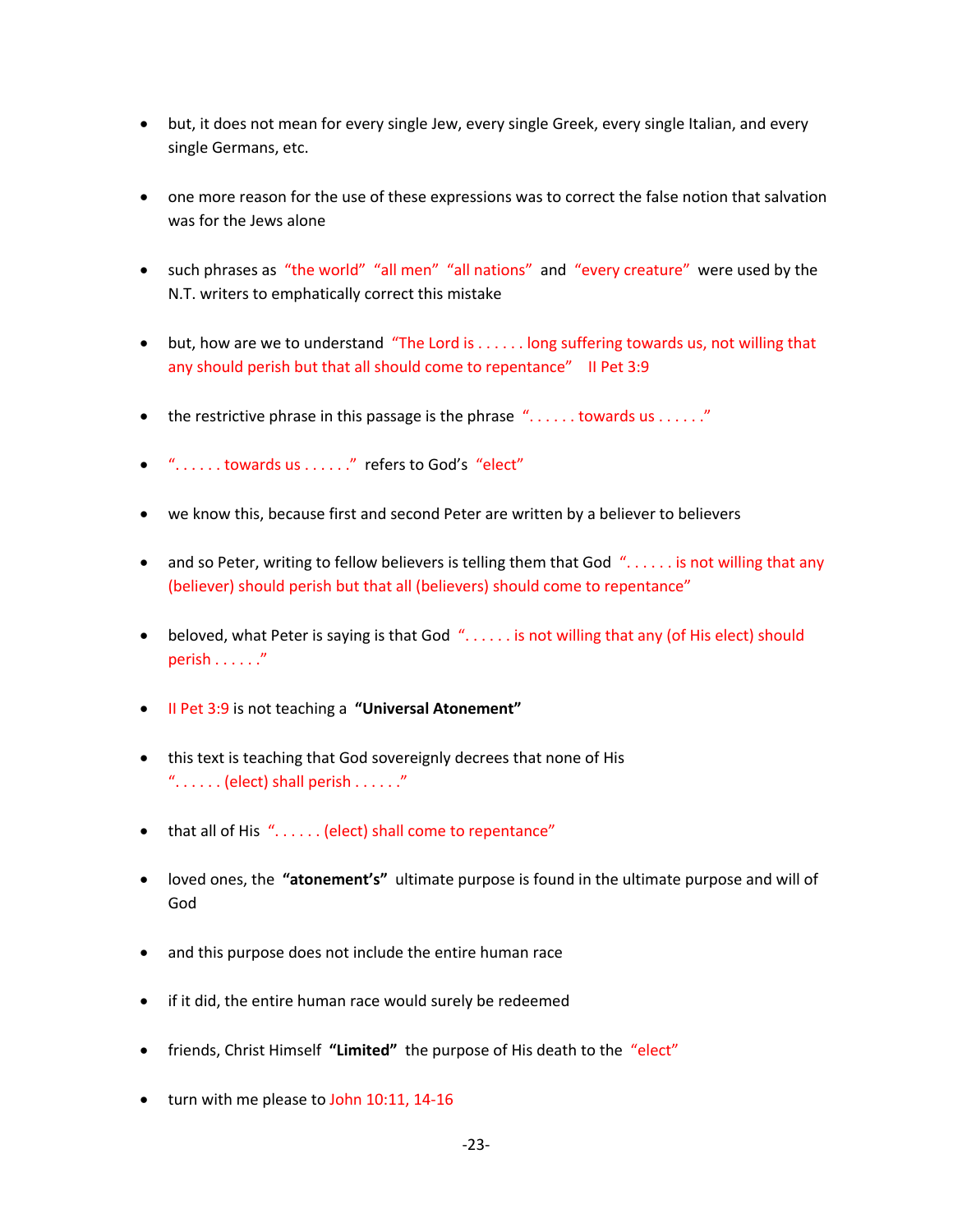- but, it does not mean for every single Jew, every single Greek, every single Italian, and every single Germans, etc.

- one more reason for the use of these expressions was to correct the false notion that salvation was for the Jews alone

- such phrases as "the world" "all men" "all nations" and "every creature" were used by the N.T. writers to emphatically correct this mistake

- but, how are we to understand "The Lord is . . . . . . long suffering towards us, not willing that any should perish but that all should come to repentance" II Pet 3:9

- the restrictive phrase in this passage is the phrase ". . . . . . towards us . . . . . ."

- ". . . . . . towards us . . . . . ." refers to God's "elect"

- we know this, because first and second Peter are written by a believer to believers

- and so Peter, writing to fellow believers is telling them that God ". . . . . . is not willing that any (believer) should perish but that all (believers) should come to repentance"

- beloved, what Peter is saying is that God ". . . . . . is not willing that any (of His elect) should perish . . . . . ."

- II Pet 3:9 is not teaching a **"Universal Atonement"**

- this text is teaching that God sovereignly decrees that none of His ". . . . . . (elect) shall perish . . . . . ."

- that all of His ". . . . . . (elect) shall come to repentance"

- loved ones, the **"atonement's"** ultimate purpose is found in the ultimate purpose and will of God

- and this purpose does not include the entire human race

- if it did, the entire human race would surely be redeemed

- friends, Christ Himself **"Limited"** the purpose of His death to the "elect"

- turn with me please to John 10:11, 14-16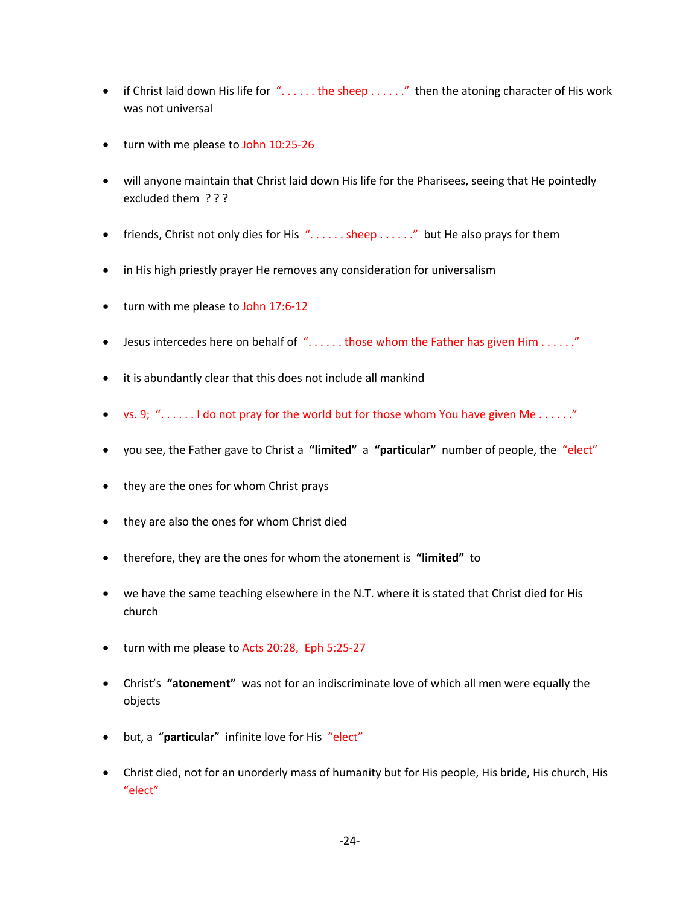- if Christ laid down His life for "...... the sheep ......" then the atoning character of His work was not universal

- turn with me please to John 10:25-26

- will anyone maintain that Christ laid down His life for the Pharisees, seeing that He pointedly excluded them ? ? ?

- friends, Christ not only dies for His "...... sheep ......" but He also prays for them

- in His high priestly prayer He removes any consideration for universalism

- turn with me please to John 17:6-12

- Jesus intercedes here on behalf of "...... those whom the Father has given Him ......"

- it is abundantly clear that this does not include all mankind

- vs. 9; "...... I do not pray for the world but for those whom You have given Me ......"

- you see, the Father gave to Christ a **"limited"** a **"particular"** number of people, the "elect"

- they are the ones for whom Christ prays

- they are also the ones for whom Christ died

- therefore, they are the ones for whom the atonement is **"limited"** to

- we have the same teaching elsewhere in the N.T. where it is stated that Christ died for His church

- turn with me please to Acts 20:28, Eph 5:25-27

- Christ's **"atonement"** was not for an indiscriminate love of which all men were equally the objects

- but, a "**particular**" infinite love for His "elect"

- Christ died, not for an unorderly mass of humanity but for His people, His bride, His church, His "elect"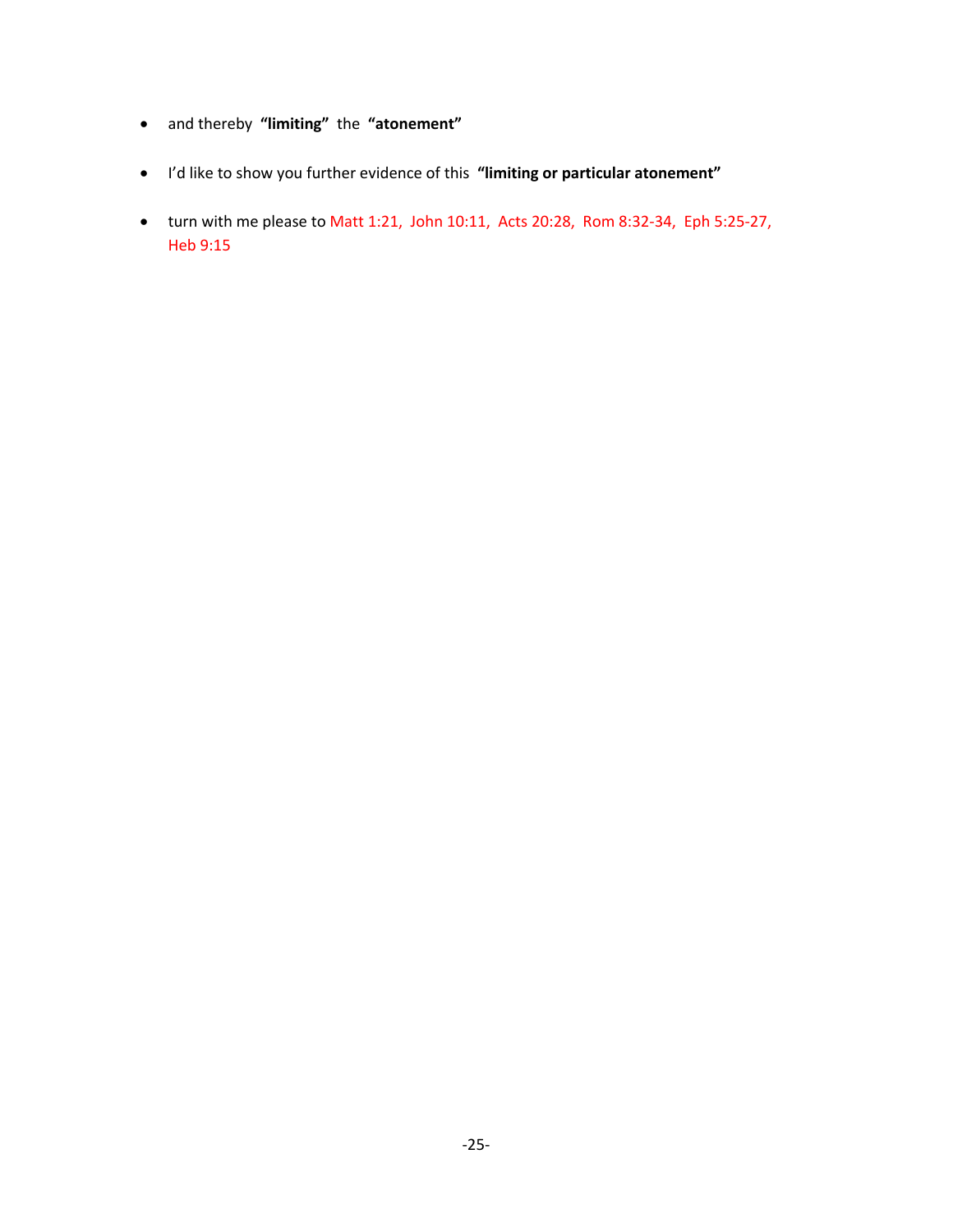- and thereby **"limiting"** the **"atonement"**

- I'd like to show you further evidence of this **"limiting or particular atonement"**

- turn with me please to Matt 1:21, John 10:11, Acts 20:28, Rom 8:32-34, Eph 5:25-27, Heb 9:15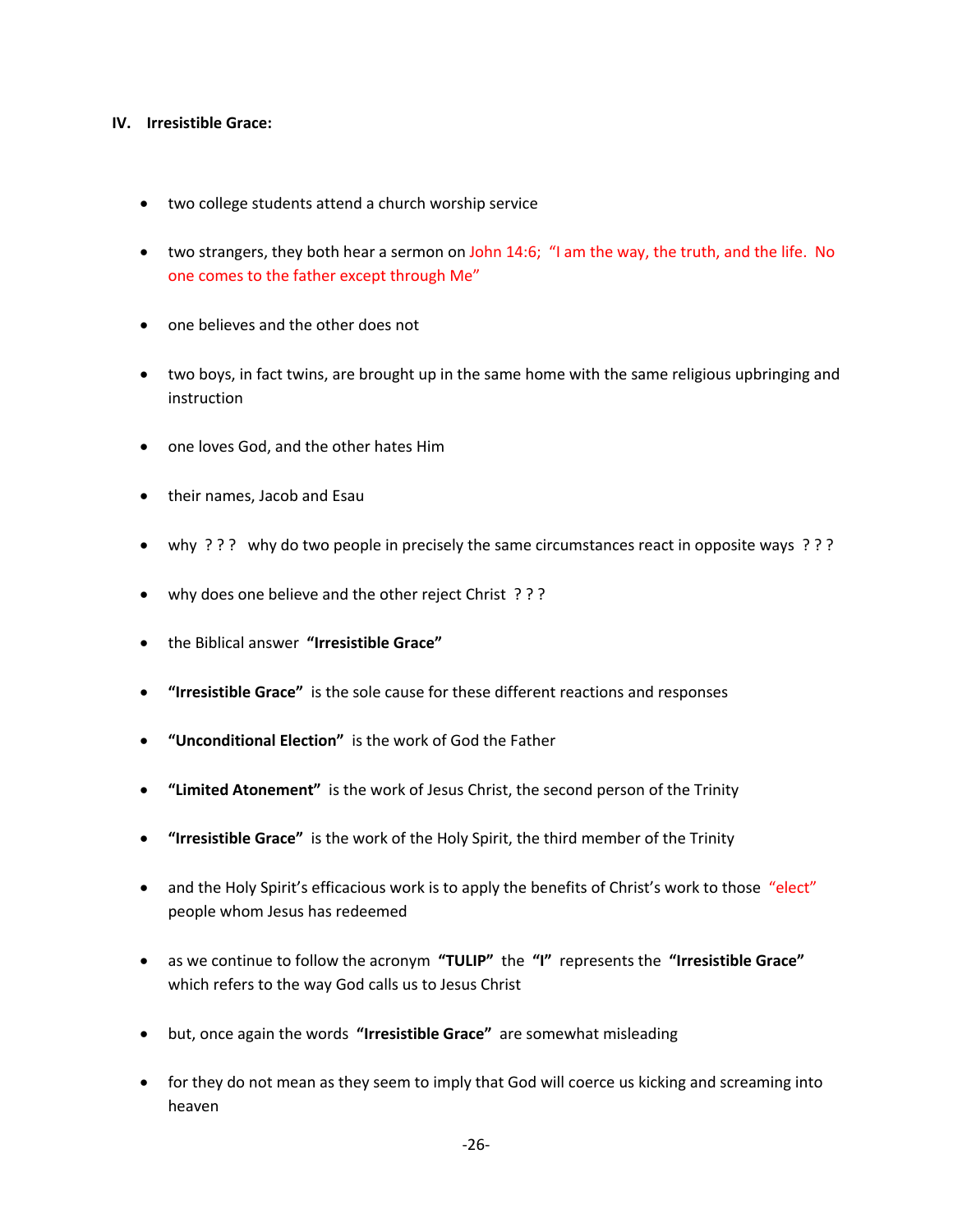**IV. Irresistible Grace:**

- two college students attend a church worship service
- two strangers, they both hear a sermon on John 14:6; "I am the way, the truth, and the life. No one comes to the father except through Me"
- one believes and the other does not
- two boys, in fact twins, are brought up in the same home with the same religious upbringing and instruction
- one loves God, and the other hates Him
- their names, Jacob and Esau
- why ? ? ? why do two people in precisely the same circumstances react in opposite ways ? ? ?
- why does one believe and the other reject Christ ? ? ?
- the Biblical answer **"Irresistible Grace"**
- **"Irresistible Grace"** is the sole cause for these different reactions and responses
- **"Unconditional Election"** is the work of God the Father
- **"Limited Atonement"** is the work of Jesus Christ, the second person of the Trinity
- **"Irresistible Grace"** is the work of the Holy Spirit, the third member of the Trinity
- and the Holy Spirit's efficacious work is to apply the benefits of Christ's work to those "elect" people whom Jesus has redeemed
- as we continue to follow the acronym **"TULIP"** the **"I"** represents the **"Irresistible Grace"** which refers to the way God calls us to Jesus Christ
- but, once again the words **"Irresistible Grace"** are somewhat misleading
- for they do not mean as they seem to imply that God will coerce us kicking and screaming into heaven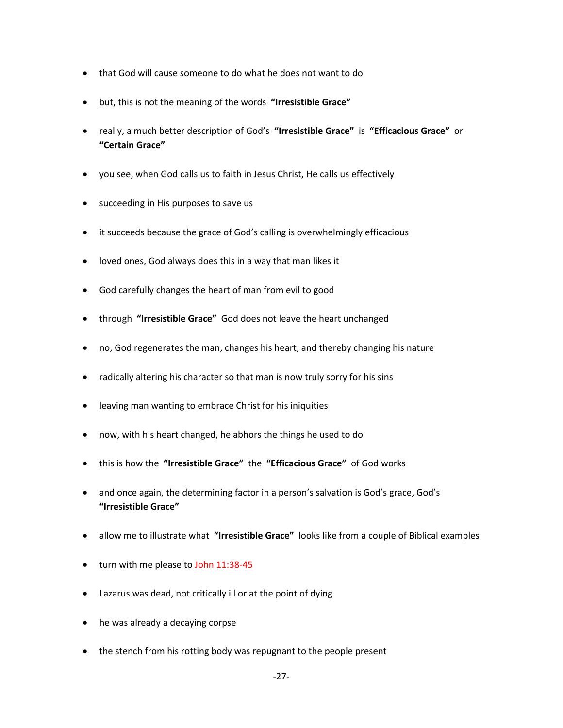- that God will cause someone to do what he does not want to do

- but, this is not the meaning of the words **"Irresistible Grace"**

- really, a much better description of God's **"Irresistible Grace"** is **"Efficacious Grace"** or **"Certain Grace"**

- you see, when God calls us to faith in Jesus Christ, He calls us effectively

- succeeding in His purposes to save us

- it succeeds because the grace of God's calling is overwhelmingly efficacious

- loved ones, God always does this in a way that man likes it

- God carefully changes the heart of man from evil to good

- through **"Irresistible Grace"** God does not leave the heart unchanged

- no, God regenerates the man, changes his heart, and thereby changing his nature

- radically altering his character so that man is now truly sorry for his sins

- leaving man wanting to embrace Christ for his iniquities

- now, with his heart changed, he abhors the things he used to do

- this is how the **"Irresistible Grace"** the **"Efficacious Grace"** of God works

- and once again, the determining factor in a person's salvation is God's grace, God's **"Irresistible Grace"**

- allow me to illustrate what **"Irresistible Grace"** looks like from a couple of Biblical examples

- turn with me please to John 11:38-45

- Lazarus was dead, not critically ill or at the point of dying

- he was already a decaying corpse

- the stench from his rotting body was repugnant to the people present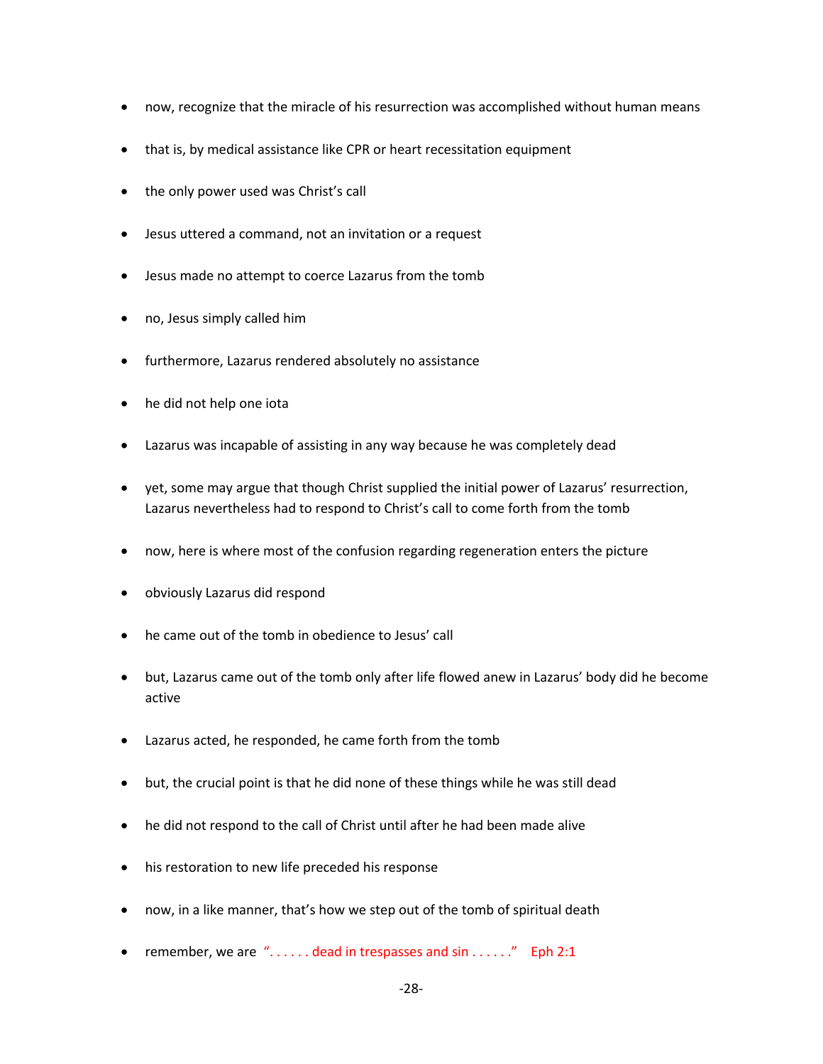- now, recognize that the miracle of his resurrection was accomplished without human means
- that is, by medical assistance like CPR or heart recessitation equipment
- the only power used was Christ's call
- Jesus uttered a command, not an invitation or a request
- Jesus made no attempt to coerce Lazarus from the tomb
- no, Jesus simply called him
- furthermore, Lazarus rendered absolutely no assistance
- he did not help one iota
- Lazarus was incapable of assisting in any way because he was completely dead
- yet, some may argue that though Christ supplied the initial power of Lazarus' resurrection, Lazarus nevertheless had to respond to Christ's call to come forth from the tomb
- now, here is where most of the confusion regarding regeneration enters the picture
- obviously Lazarus did respond
- he came out of the tomb in obedience to Jesus' call
- but, Lazarus came out of the tomb only after life flowed anew in Lazarus' body did he become active
- Lazarus acted, he responded, he came forth from the tomb
- but, the crucial point is that he did none of these things while he was still dead
- he did not respond to the call of Christ until after he had been made alive
- his restoration to new life preceded his response
- now, in a like manner, that's how we step out of the tomb of spiritual death
- remember, we are "...... dead in trespasses and sin ......" Eph 2:1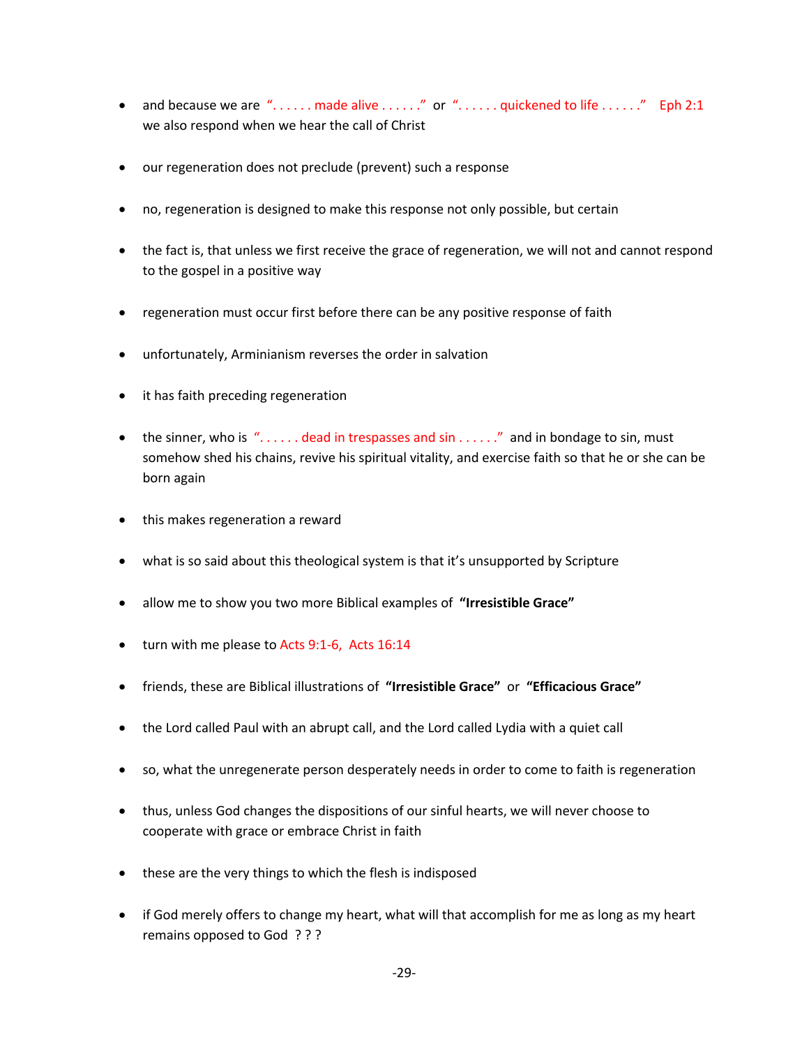- and because we are "...... made alive ......" or "...... quickened to life ......" Eph 2:1 we also respond when we hear the call of Christ

- our regeneration does not preclude (prevent) such a response

- no, regeneration is designed to make this response not only possible, but certain

- the fact is, that unless we first receive the grace of regeneration, we will not and cannot respond to the gospel in a positive way

- regeneration must occur first before there can be any positive response of faith

- unfortunately, Arminianism reverses the order in salvation

- it has faith preceding regeneration

- the sinner, who is "...... dead in trespasses and sin ......" and in bondage to sin, must somehow shed his chains, revive his spiritual vitality, and exercise faith so that he or she can be born again

- this makes regeneration a reward

- what is so said about this theological system is that it's unsupported by Scripture

- allow me to show you two more Biblical examples of **"Irresistible Grace"**

- turn with me please to Acts 9:1-6, Acts 16:14

- friends, these are Biblical illustrations of **"Irresistible Grace"** or **"Efficacious Grace"**

- the Lord called Paul with an abrupt call, and the Lord called Lydia with a quiet call

- so, what the unregenerate person desperately needs in order to come to faith is regeneration

- thus, unless God changes the dispositions of our sinful hearts, we will never choose to cooperate with grace or embrace Christ in faith

- these are the very things to which the flesh is indisposed

- if God merely offers to change my heart, what will that accomplish for me as long as my heart remains opposed to God ? ? ?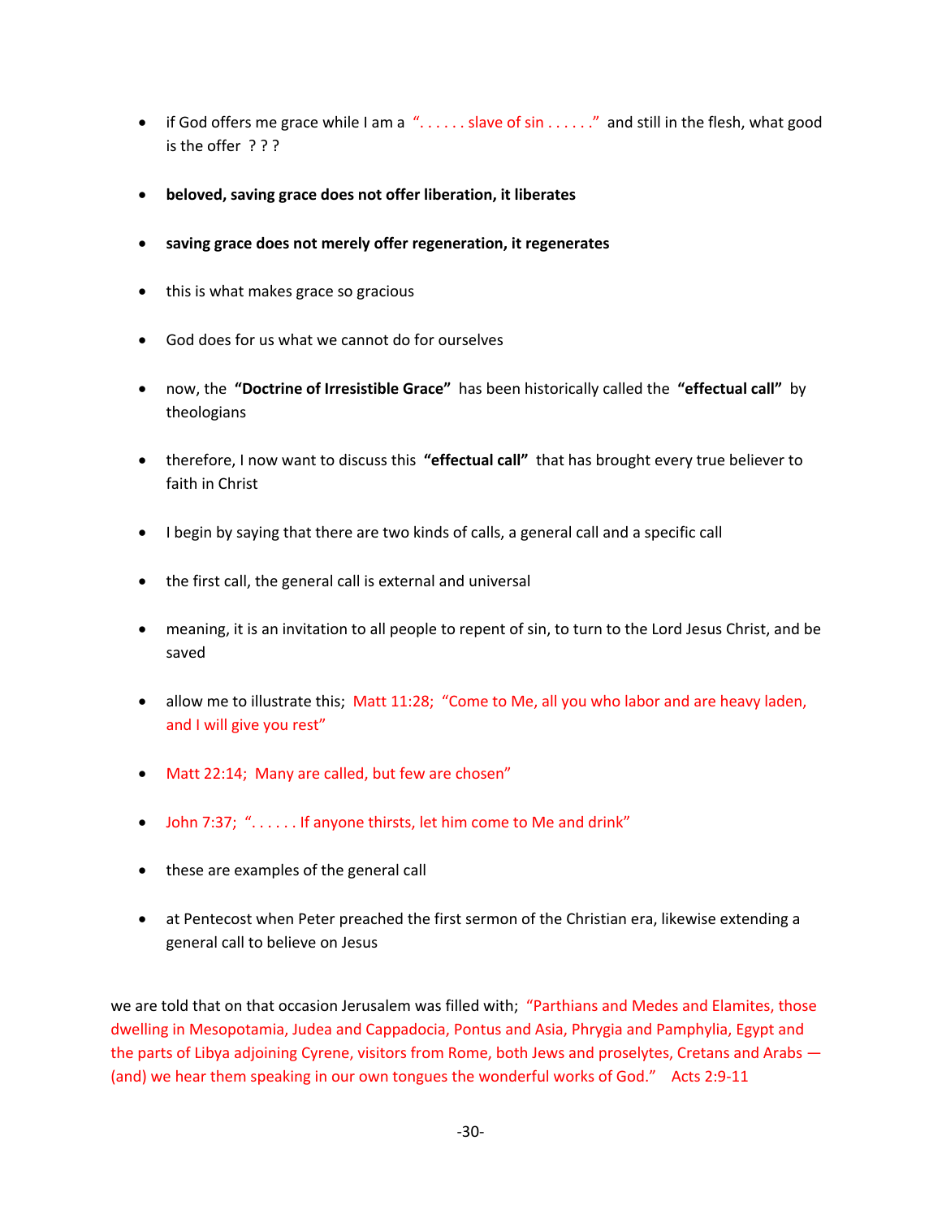- if God offers me grace while I am a ". . . . . . slave of sin . . . . . ." and still in the flesh, what good is the offer ? ? ?

- **beloved, saving grace does not offer liberation, it liberates**

- **saving grace does not merely offer regeneration, it regenerates**

- this is what makes grace so gracious

- God does for us what we cannot do for ourselves

- now, the **"Doctrine of Irresistible Grace"** has been historically called the **"effectual call"** by theologians

- therefore, I now want to discuss this **"effectual call"** that has brought every true believer to faith in Christ

- I begin by saying that there are two kinds of calls, a general call and a specific call

- the first call, the general call is external and universal

- meaning, it is an invitation to all people to repent of sin, to turn to the Lord Jesus Christ, and be saved

- allow me to illustrate this; Matt 11:28; "Come to Me, all you who labor and are heavy laden, and I will give you rest"

- Matt 22:14; Many are called, but few are chosen"

- John 7:37; ". . . . . . If anyone thirsts, let him come to Me and drink"

- these are examples of the general call

- at Pentecost when Peter preached the first sermon of the Christian era, likewise extending a general call to believe on Jesus

we are told that on that occasion Jerusalem was filled with; "Parthians and Medes and Elamites, those dwelling in Mesopotamia, Judea and Cappadocia, Pontus and Asia, Phrygia and Pamphylia, Egypt and the parts of Libya adjoining Cyrene, visitors from Rome, both Jews and proselytes, Cretans and Arabs — (and) we hear them speaking in our own tongues the wonderful works of God." Acts 2:9-11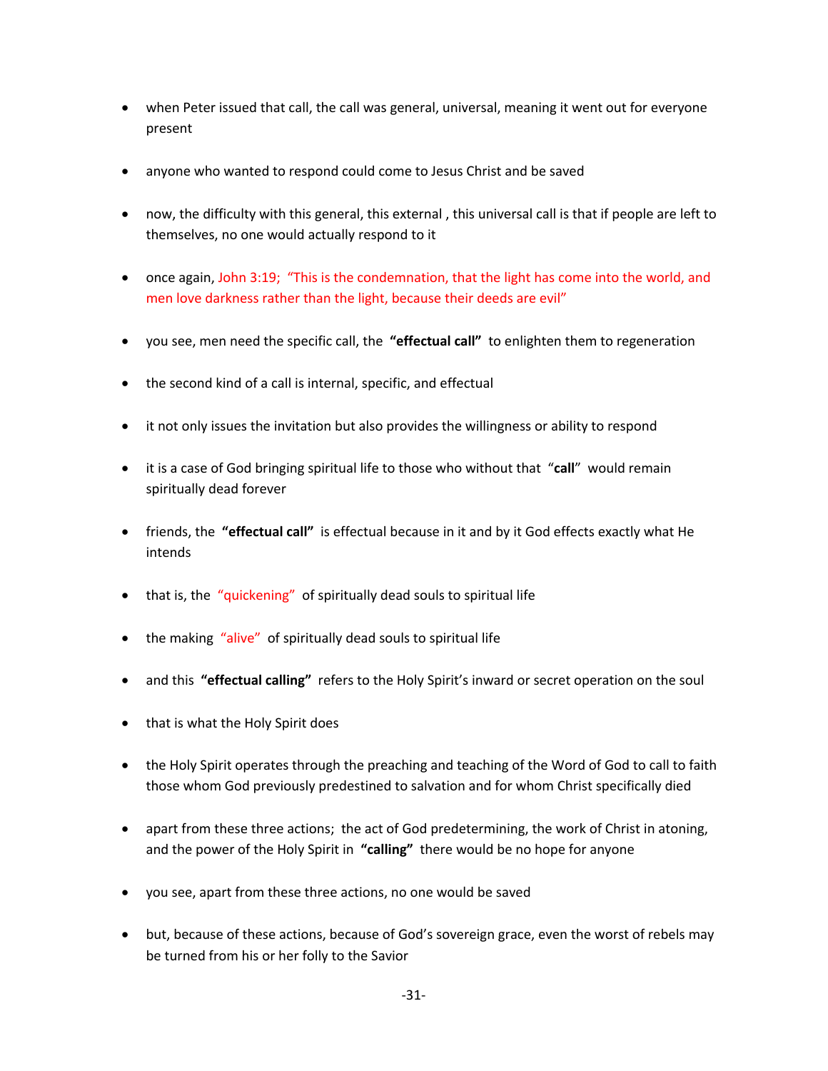- when Peter issued that call, the call was general, universal, meaning it went out for everyone present

- anyone who wanted to respond could come to Jesus Christ and be saved

- now, the difficulty with this general, this external , this universal call is that if people are left to themselves, no one would actually respond to it

- once again, John 3:19; "This is the condemnation, that the light has come into the world, and men love darkness rather than the light, because their deeds are evil"

- you see, men need the specific call, the **"effectual call"** to enlighten them to regeneration

- the second kind of a call is internal, specific, and effectual

- it not only issues the invitation but also provides the willingness or ability to respond

- it is a case of God bringing spiritual life to those who without that "**call**" would remain spiritually dead forever

- friends, the **"effectual call"** is effectual because in it and by it God effects exactly what He intends

- that is, the "quickening" of spiritually dead souls to spiritual life

- the making "alive" of spiritually dead souls to spiritual life

- and this **"effectual calling"** refers to the Holy Spirit's inward or secret operation on the soul

- that is what the Holy Spirit does

- the Holy Spirit operates through the preaching and teaching of the Word of God to call to faith those whom God previously predestined to salvation and for whom Christ specifically died

- apart from these three actions; the act of God predetermining, the work of Christ in atoning, and the power of the Holy Spirit in **"calling"** there would be no hope for anyone

- you see, apart from these three actions, no one would be saved

- but, because of these actions, because of God's sovereign grace, even the worst of rebels may be turned from his or her folly to the Savior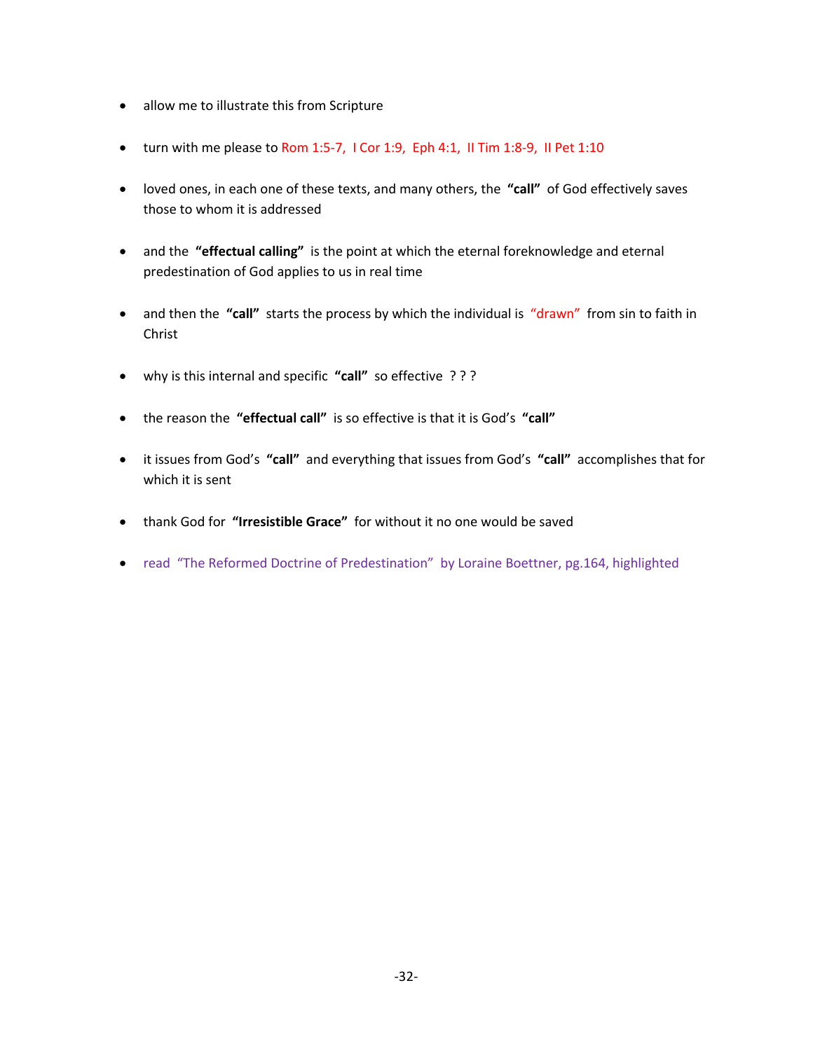- allow me to illustrate this from Scripture

- turn with me please to Rom 1:5-7, I Cor 1:9, Eph 4:1, II Tim 1:8-9, II Pet 1:10

- loved ones, in each one of these texts, and many others, the **"call"** of God effectively saves those to whom it is addressed

- and the **"effectual calling"** is the point at which the eternal foreknowledge and eternal predestination of God applies to us in real time

- and then the **"call"** starts the process by which the individual is "drawn" from sin to faith in Christ

- why is this internal and specific **"call"** so effective ? ? ?

- the reason the **"effectual call"** is so effective is that it is God's **"call"**

- it issues from God's **"call"** and everything that issues from God's **"call"** accomplishes that for which it is sent

- thank God for **"Irresistible Grace"** for without it no one would be saved

- read "The Reformed Doctrine of Predestination" by Loraine Boettner, pg.164, highlighted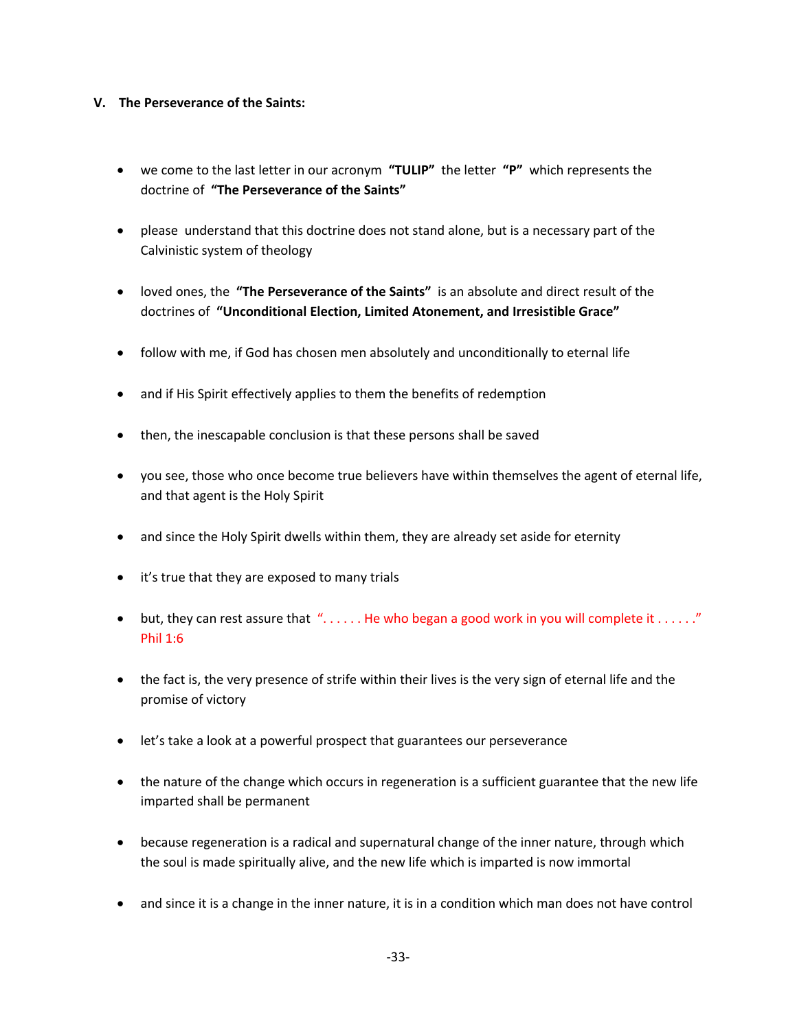### V. The Perseverance of the Saints:

- we come to the last letter in our acronym **"TULIP"** the letter **"P"** which represents the doctrine of **"The Perseverance of the Saints"**

- please understand that this doctrine does not stand alone, but is a necessary part of the Calvinistic system of theology

- loved ones, the **"The Perseverance of the Saints"** is an absolute and direct result of the doctrines of **"Unconditional Election, Limited Atonement, and Irresistible Grace"**

- follow with me, if God has chosen men absolutely and unconditionally to eternal life

- and if His Spirit effectively applies to them the benefits of redemption

- then, the inescapable conclusion is that these persons shall be saved

- you see, those who once become true believers have within themselves the agent of eternal life, and that agent is the Holy Spirit

- and since the Holy Spirit dwells within them, they are already set aside for eternity

- it's true that they are exposed to many trials

- but, they can rest assure that ". . . . . . He who began a good work in you will complete it . . . . . ." Phil 1:6

- the fact is, the very presence of strife within their lives is the very sign of eternal life and the promise of victory

- let's take a look at a powerful prospect that guarantees our perseverance

- the nature of the change which occurs in regeneration is a sufficient guarantee that the new life imparted shall be permanent

- because regeneration is a radical and supernatural change of the inner nature, through which the soul is made spiritually alive, and the new life which is imparted is now immortal

- and since it is a change in the inner nature, it is in a condition which man does not have control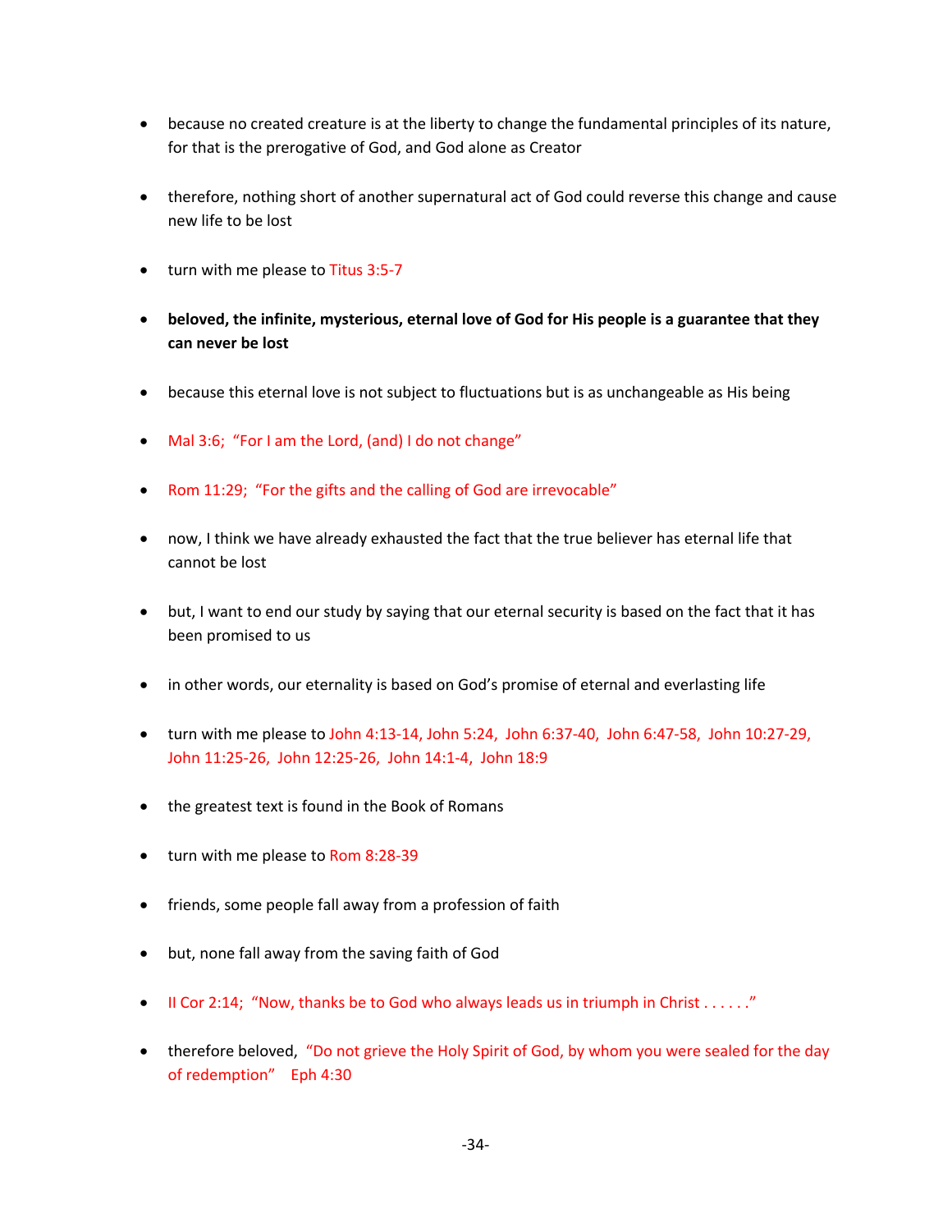- because no created creature is at the liberty to change the fundamental principles of its nature, for that is the prerogative of God, and God alone as Creator

- therefore, nothing short of another supernatural act of God could reverse this change and cause new life to be lost

- turn with me please to Titus 3:5-7

- **beloved, the infinite, mysterious, eternal love of God for His people is a guarantee that they can never be lost**

- because this eternal love is not subject to fluctuations but is as unchangeable as His being

- Mal 3:6; "For I am the Lord, (and) I do not change"

- Rom 11:29; "For the gifts and the calling of God are irrevocable"

- now, I think we have already exhausted the fact that the true believer has eternal life that cannot be lost

- but, I want to end our study by saying that our eternal security is based on the fact that it has been promised to us

- in other words, our eternality is based on God's promise of eternal and everlasting life

- turn with me please to John 4:13-14, John 5:24, John 6:37-40, John 6:47-58, John 10:27-29, John 11:25-26, John 12:25-26, John 14:1-4, John 18:9

- the greatest text is found in the Book of Romans

- turn with me please to Rom 8:28-39

- friends, some people fall away from a profession of faith

- but, none fall away from the saving faith of God

- II Cor 2:14; "Now, thanks be to God who always leads us in triumph in Christ . . . . . ."

- therefore beloved, "Do not grieve the Holy Spirit of God, by whom you were sealed for the day of redemption" Eph 4:30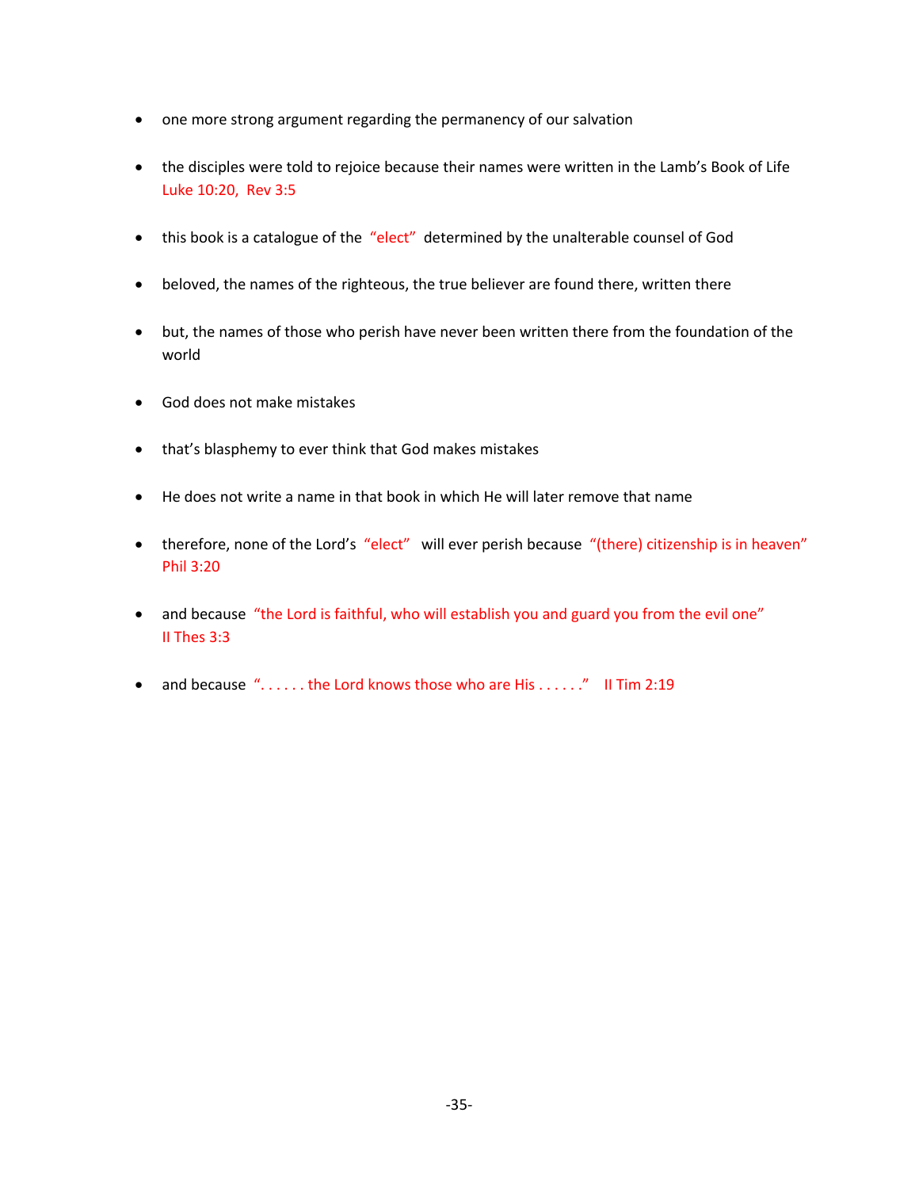- one more strong argument regarding the permanency of our salvation

- the disciples were told to rejoice because their names were written in the Lamb's Book of Life Luke 10:20, Rev 3:5

- this book is a catalogue of the "elect" determined by the unalterable counsel of God

- beloved, the names of the righteous, the true believer are found there, written there

- but, the names of those who perish have never been written there from the foundation of the world

- God does not make mistakes

- that's blasphemy to ever think that God makes mistakes

- He does not write a name in that book in which He will later remove that name

- therefore, none of the Lord's "elect" will ever perish because "(there) citizenship is in heaven" Phil 3:20

- and because "the Lord is faithful, who will establish you and guard you from the evil one" II Thes 3:3

- and because ". . . . . . the Lord knows those who are His . . . . . ." II Tim 2:19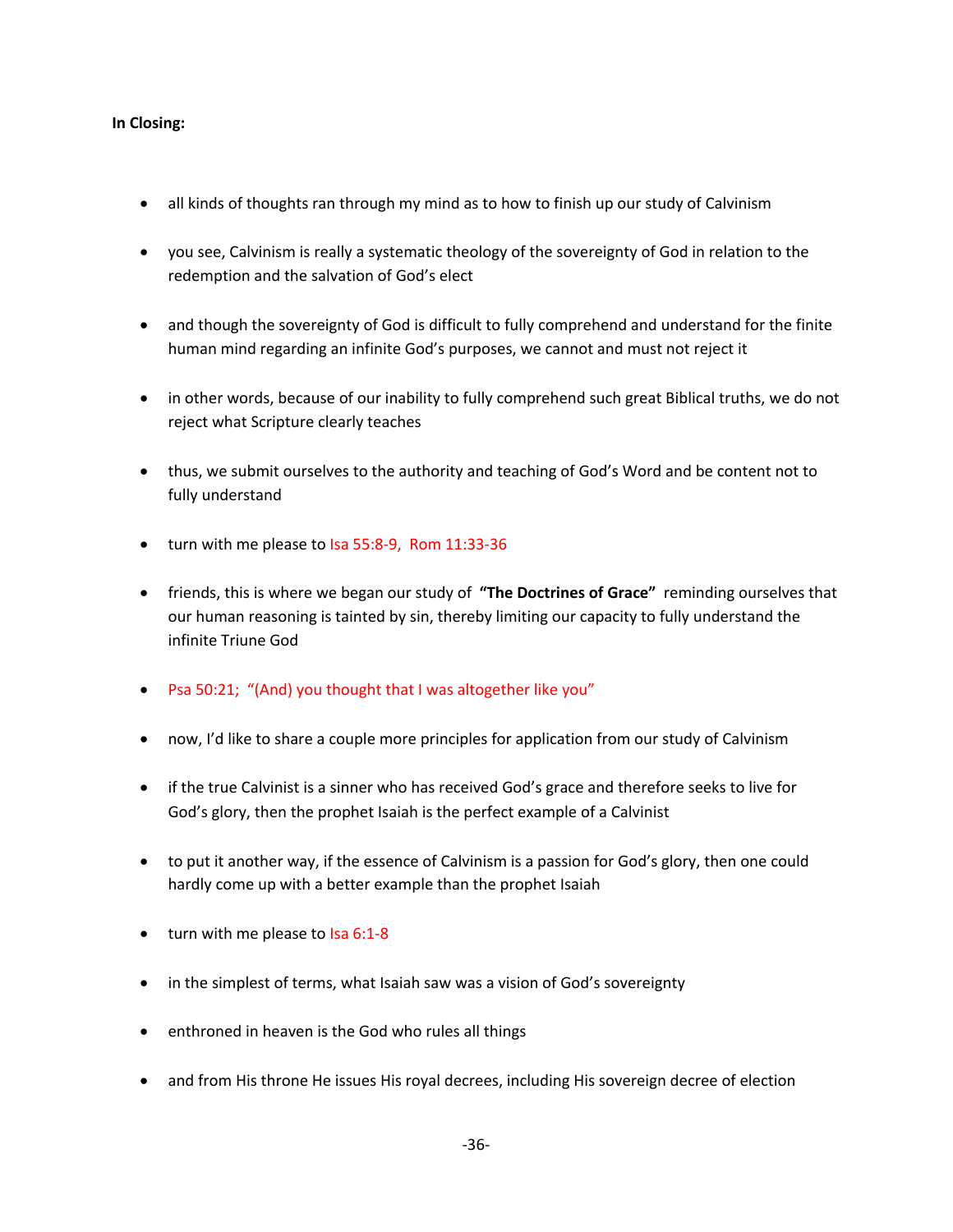**In Closing:**

- all kinds of thoughts ran through my mind as to how to finish up our study of Calvinism
- you see, Calvinism is really a systematic theology of the sovereignty of God in relation to the redemption and the salvation of God's elect
- and though the sovereignty of God is difficult to fully comprehend and understand for the finite human mind regarding an infinite God's purposes, we cannot and must not reject it
- in other words, because of our inability to fully comprehend such great Biblical truths, we do not reject what Scripture clearly teaches
- thus, we submit ourselves to the authority and teaching of God's Word and be content not to fully understand
- turn with me please to Isa 55:8-9, Rom 11:33-36
- friends, this is where we began our study of **"The Doctrines of Grace"** reminding ourselves that our human reasoning is tainted by sin, thereby limiting our capacity to fully understand the infinite Triune God
- Psa 50:21; "(And) you thought that I was altogether like you"
- now, I'd like to share a couple more principles for application from our study of Calvinism
- if the true Calvinist is a sinner who has received God's grace and therefore seeks to live for God's glory, then the prophet Isaiah is the perfect example of a Calvinist
- to put it another way, if the essence of Calvinism is a passion for God's glory, then one could hardly come up with a better example than the prophet Isaiah
- turn with me please to Isa 6:1-8
- in the simplest of terms, what Isaiah saw was a vision of God's sovereignty
- enthroned in heaven is the God who rules all things
- and from His throne He issues His royal decrees, including His sovereign decree of election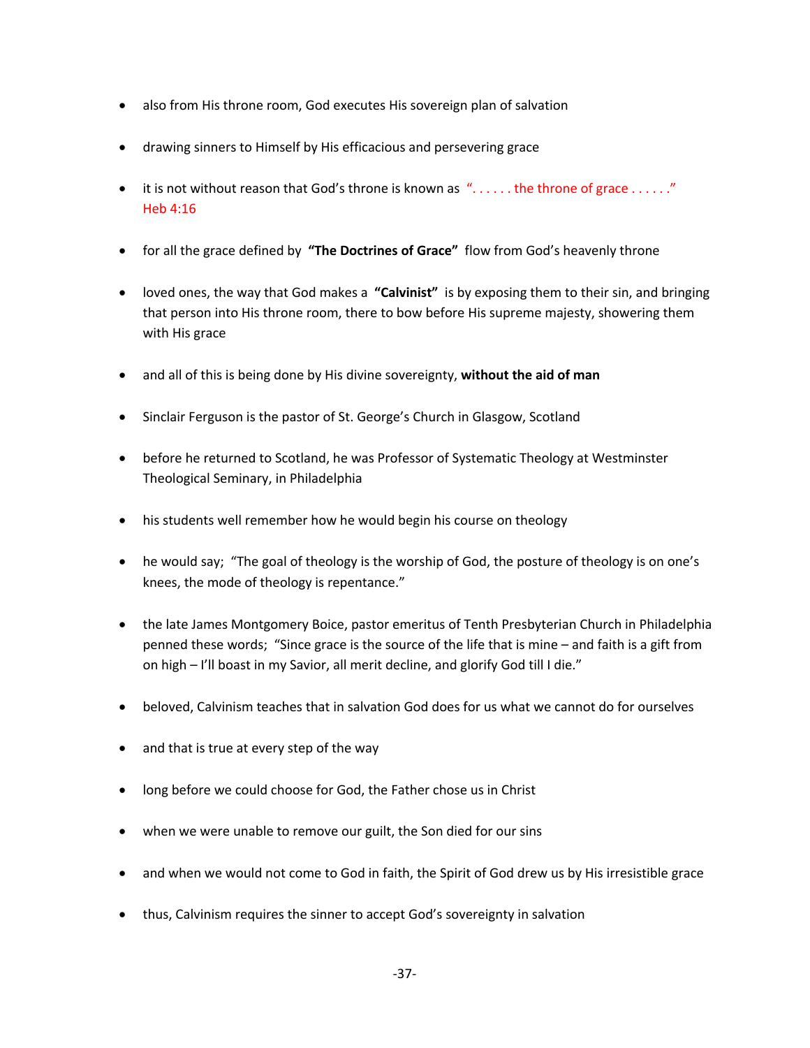- also from His throne room, God executes His sovereign plan of salvation

- drawing sinners to Himself by His efficacious and persevering grace

- it is not without reason that God's throne is known as "...... the throne of grace ......" Heb 4:16

- for all the grace defined by **"The Doctrines of Grace"** flow from God's heavenly throne

- loved ones, the way that God makes a **"Calvinist"** is by exposing them to their sin, and bringing that person into His throne room, there to bow before His supreme majesty, showering them with His grace

- and all of this is being done by His divine sovereignty, **without the aid of man**

- Sinclair Ferguson is the pastor of St. George's Church in Glasgow, Scotland

- before he returned to Scotland, he was Professor of Systematic Theology at Westminster Theological Seminary, in Philadelphia

- his students well remember how he would begin his course on theology

- he would say; "The goal of theology is the worship of God, the posture of theology is on one's knees, the mode of theology is repentance."

- the late James Montgomery Boice, pastor emeritus of Tenth Presbyterian Church in Philadelphia penned these words; "Since grace is the source of the life that is mine – and faith is a gift from on high – I'll boast in my Savior, all merit decline, and glorify God till I die."

- beloved, Calvinism teaches that in salvation God does for us what we cannot do for ourselves

- and that is true at every step of the way

- long before we could choose for God, the Father chose us in Christ

- when we were unable to remove our guilt, the Son died for our sins

- and when we would not come to God in faith, the Spirit of God drew us by His irresistible grace

- thus, Calvinism requires the sinner to accept God's sovereignty in salvation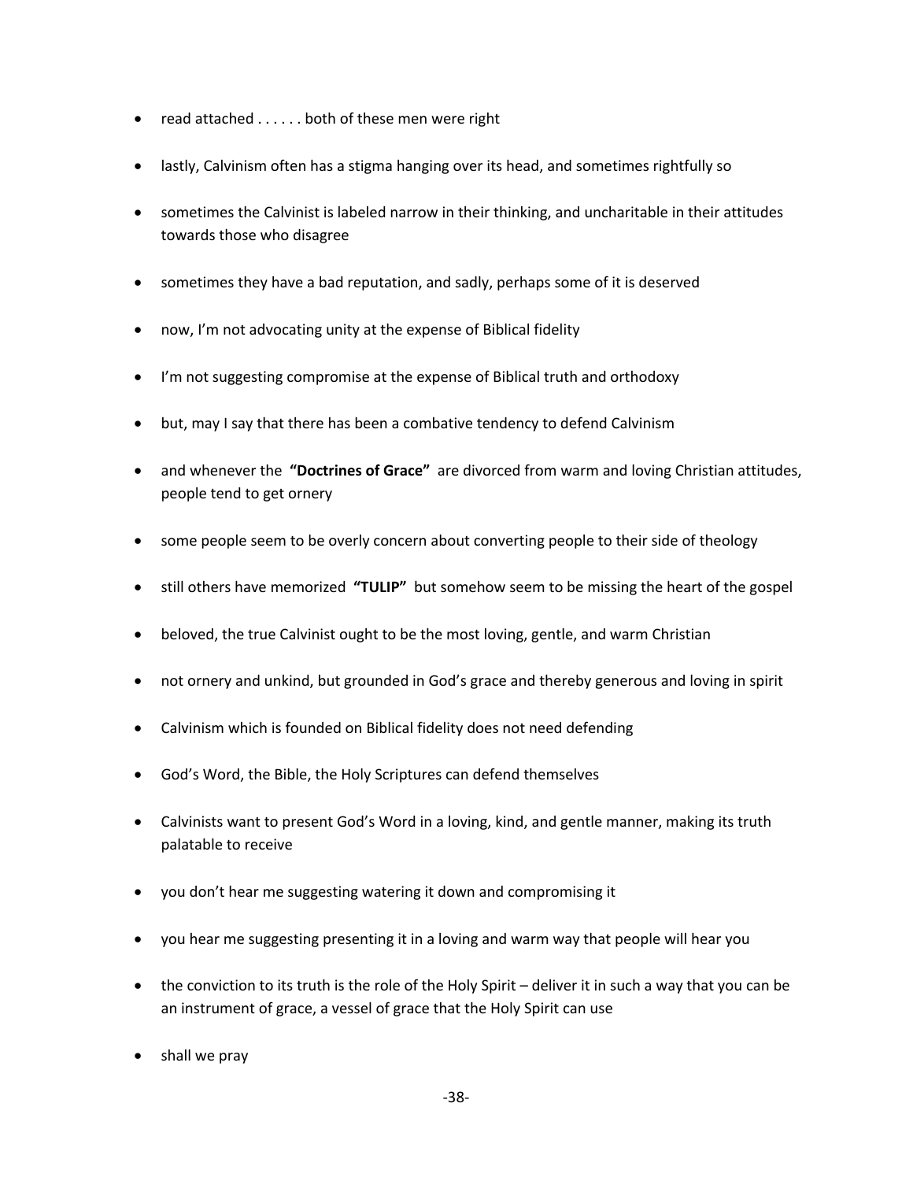- read attached . . . . . . both of these men were right
- lastly, Calvinism often has a stigma hanging over its head, and sometimes rightfully so
- sometimes the Calvinist is labeled narrow in their thinking, and uncharitable in their attitudes towards those who disagree
- sometimes they have a bad reputation, and sadly, perhaps some of it is deserved
- now, I'm not advocating unity at the expense of Biblical fidelity
- I'm not suggesting compromise at the expense of Biblical truth and orthodoxy
- but, may I say that there has been a combative tendency to defend Calvinism
- and whenever the **"Doctrines of Grace"** are divorced from warm and loving Christian attitudes, people tend to get ornery
- some people seem to be overly concern about converting people to their side of theology
- still others have memorized **"TULIP"** but somehow seem to be missing the heart of the gospel
- beloved, the true Calvinist ought to be the most loving, gentle, and warm Christian
- not ornery and unkind, but grounded in God's grace and thereby generous and loving in spirit
- Calvinism which is founded on Biblical fidelity does not need defending
- God's Word, the Bible, the Holy Scriptures can defend themselves
- Calvinists want to present God's Word in a loving, kind, and gentle manner, making its truth palatable to receive
- you don't hear me suggesting watering it down and compromising it
- you hear me suggesting presenting it in a loving and warm way that people will hear you
- the conviction to its truth is the role of the Holy Spirit – deliver it in such a way that you can be an instrument of grace, a vessel of grace that the Holy Spirit can use
- shall we pray